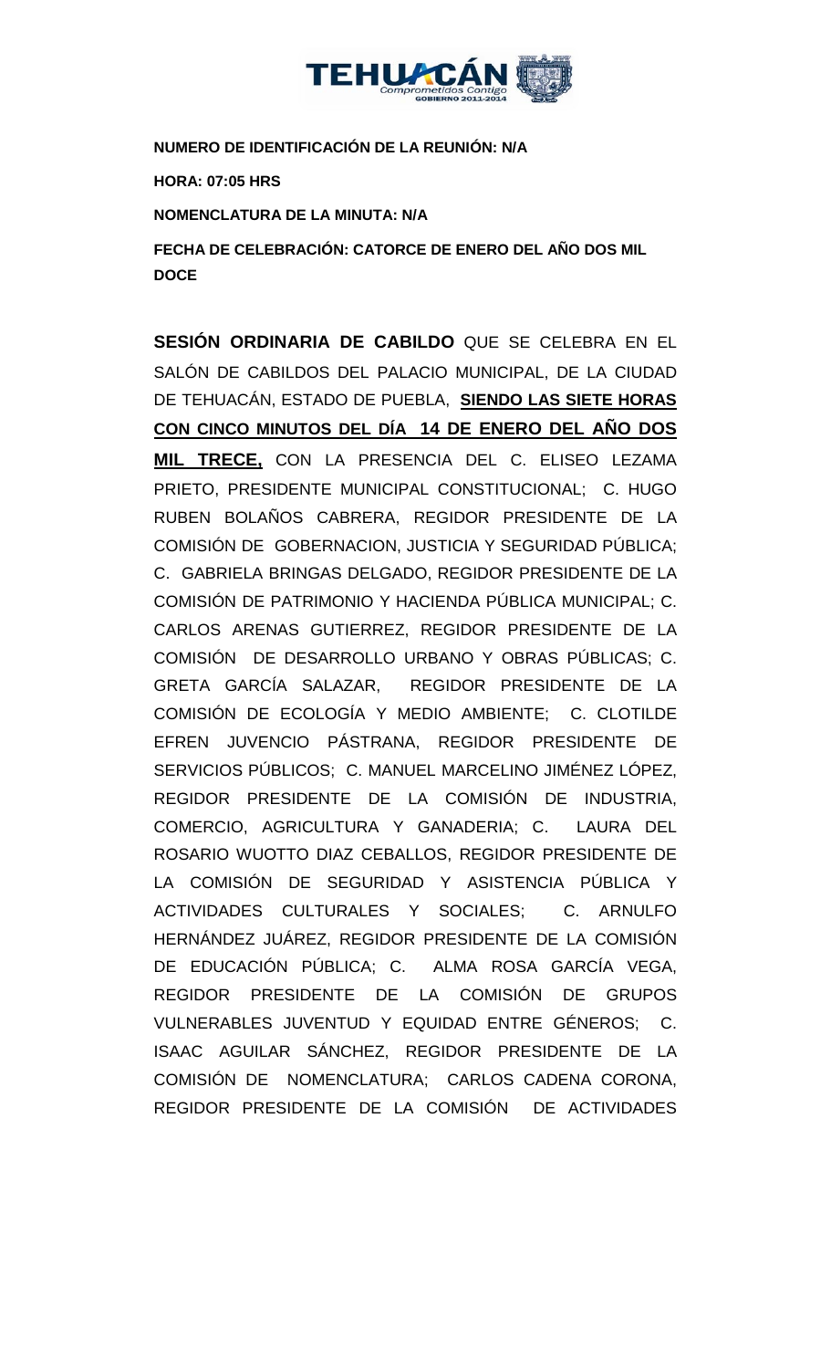**NUMERO DE IDENTIFICACIÓN DE LA REUNIÓN: N/A**

**HORA: 07:05 HRS**

**NOMENCLATURA DE LA MINUTA: N/A**

**FECHA DE CELEBRACIÓN: CATORCE DE ENERO DEL AÑO DOS MIL DOCE**

**SESIÓN ORDINARIA DE CABILDO** QUE SE CELEBRA EN EL SALÓN DE CABILDOS DEL PALACIO MUNICIPAL, DE LA CIUDAD DE TEHUACÁN, ESTADO DE PUEBLA, **SIENDO LAS SIETE HORAS CON CINCO MINUTOS DEL DÍA 14 DE ENERO DEL AÑO DOS MIL TRECE,** CON LA PRESENCIA DEL C. ELISEO LEZAMA PRIETO, PRESIDENTE MUNICIPAL CONSTITUCIONAL; C. HUGO RUBEN BOLAÑOS CABRERA, REGIDOR PRESIDENTE DE LA COMISIÓN DE GOBERNACION, JUSTICIA Y SEGURIDAD PÚBLICA; C. GABRIELA BRINGAS DELGADO, REGIDOR PRESIDENTE DE LA COMISIÓN DE PATRIMONIO Y HACIENDA PÚBLICA MUNICIPAL; C. CARLOS ARENAS GUTIERREZ, REGIDOR PRESIDENTE DE LA COMISIÓN DE DESARROLLO URBANO Y OBRAS PÚBLICAS; C. GRETA GARCÍA SALAZAR, REGIDOR PRESIDENTE DE LA COMISIÓN DE ECOLOGÍA Y MEDIO AMBIENTE; C. CLOTILDE EFREN JUVENCIO PÁSTRANA, REGIDOR PRESIDENTE DE SERVICIOS PÚBLICOS; C. MANUEL MARCELINO JIMÉNEZ LÓPEZ, REGIDOR PRESIDENTE DE LA COMISIÓN DE INDUSTRIA, COMERCIO, AGRICULTURA Y GANADERIA; C. LAURA DEL ROSARIO WUOTTO DIAZ CEBALLOS, REGIDOR PRESIDENTE DE LA COMISIÓN DE SEGURIDAD Y ASISTENCIA PÚBLICA Y ACTIVIDADES CULTURALES Y SOCIALES; C. ARNULFO HERNÁNDEZ JUÁREZ, REGIDOR PRESIDENTE DE LA COMISIÓN DE EDUCACIÓN PÚBLICA; C. ALMA ROSA GARCÍA VEGA, REGIDOR PRESIDENTE DE LA COMISIÓN DE GRUPOS VULNERABLES JUVENTUD Y EQUIDAD ENTRE GÉNEROS; C. ISAAC AGUILAR SÁNCHEZ, REGIDOR PRESIDENTE DE LA COMISIÓN DE NOMENCLATURA; CARLOS CADENA CORONA, REGIDOR PRESIDENTE DE LA COMISIÓN DE ACTIVIDADES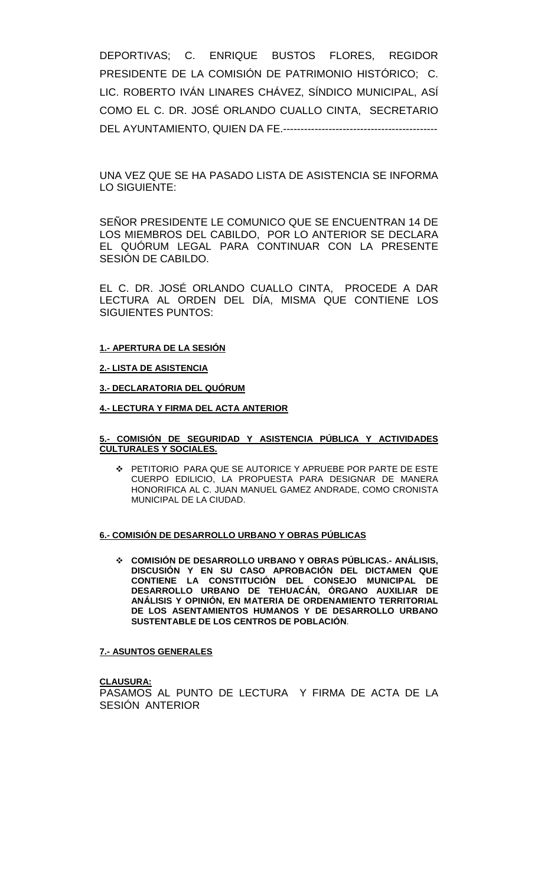DEPORTIVAS; C. ENRIQUE BUSTOS FLORES, REGIDOR PRESIDENTE DE LA COMISIÓN DE PATRIMONIO HISTÓRICO; C. LIC. ROBERTO IVÁN LINARES CHÁVEZ, SÍNDICO MUNICIPAL, ASÍ COMO EL C. DR. JOSÉ ORLANDO CUALLO CINTA, SECRETARIO DEL AYUNTAMIENTO, QUIEN DA FE.--------------------------------------------

UNA VEZ QUE SE HA PASADO LISTA DE ASISTENCIA SE INFORMA LO SIGUIENTE:

SEÑOR PRESIDENTE LE COMUNICO QUE SE ENCUENTRAN 14 DE LOS MIEMBROS DEL CABILDO, POR LO ANTERIOR SE DECLARA EL QUÓRUM LEGAL PARA CONTINUAR CON LA PRESENTE SESIÓN DE CABILDO.

EL C. DR. JOSÉ ORLANDO CUALLO CINTA, PROCEDE A DAR LECTURA AL ORDEN DEL DÍA, MISMA QUE CONTIENE LOS SIGUIENTES PUNTOS:

**1.- APERTURA DE LA SESIÓN**

**2.- LISTA DE ASISTENCIA**

**3.- DECLARATORIA DEL QUÓRUM**

**4.- LECTURA Y FIRMA DEL ACTA ANTERIOR**

**5.- COMISIÓN DE SEGURIDAD Y ASISTENCIA PÚBLICA Y ACTIVIDADES CULTURALES Y SOCIALES.**

- PETITORIO PARA QUE SE AUTORICE Y APRUEBE POR PARTE DE ESTE CUERPO EDILICIO, LA PROPUESTA PARA DESIGNAR DE MANERA HONORIFICA AL C. JUAN MANUEL GAMEZ ANDRADE, COMO CRONISTA MUNICIPAL DE LA CIUDAD.

**6.- COMISIÓN DE DESARROLLO URBANO Y OBRAS PÚBLICAS**

- **COMISIÓN DE DESARROLLO URBANO Y OBRAS PÚBLICAS.- ANÁLISIS, DISCUSIÓN Y EN SU CASO APROBACIÓN DEL DICTAMEN QUE CONTIENE LA CONSTITUCIÓN DEL CONSEJO MUNICIPAL DE DESARROLLO URBANO DE TEHUACÁN, ÓRGANO AUXILIAR DE ANÁLISIS Y OPINIÓN, EN MATERIA DE ORDENAMIENTO TERRITORIAL DE LOS ASENTAMIENTOS HUMANOS Y DE DESARROLLO URBANO SUSTENTABLE DE LOS CENTROS DE POBLACIÓN**.

**7.- ASUNTOS GENERALES**

**CLAUSURA:**

PASAMOS AL PUNTO DE LECTURA Y FIRMA DE ACTA DE LA SESIÓN ANTERIOR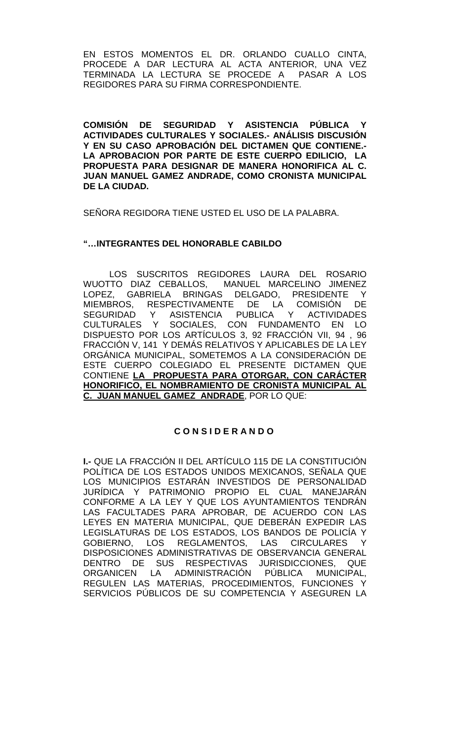EN ESTOS MOMENTOS EL DR. ORLANDO CUALLO CINTA, PROCEDE A DAR LECTURA AL ACTA ANTERIOR, UNA VEZ TERMINADA LA LECTURA SE PROCEDE A PASAR A LOS REGIDORES PARA SU FIRMA CORRESPONDIENTE.

**COMISIÓN DE SEGURIDAD Y ASISTENCIA PÚBLICA Y ACTIVIDADES CULTURALES Y SOCIALES.- ANÁLISIS DISCUSIÓN Y EN SU CASO APROBACIÓN DEL DICTAMEN QUE CONTIENE.- LA APROBACION POR PARTE DE ESTE CUERPO EDILICIO, LA PROPUESTA PARA DESIGNAR DE MANERA HONORIFICA AL C. JUAN MANUEL GAMEZ ANDRADE, COMO CRONISTA MUNICIPAL DE LA CIUDAD.**

SEÑORA REGIDORA TIENE USTED EL USO DE LA PALABRA.

**"…INTEGRANTES DEL HONORABLE CABILDO**

LOS SUSCRITOS REGIDORES LAURA DEL ROSARIO WUOTTO DIAZ CEBALLOS, MANUEL MARCELINO JIMENEZ LOPEZ, GABRIELA BRINGAS DELGADO, PRESIDENTE Y MIEMBROS, RESPECTIVAMENTE DE LA COMISIÓN DE SEGURIDAD Y ASISTENCIA PUBLICA Y ACTIVIDADES CULTURALES Y SOCIALES, CON FUNDAMENTO EN LO DISPUESTO POR LOS ARTÍCULOS 3, 92 FRACCIÓN VII, 94 , 96 FRACCIÓN V, 141 Y DEMÁS RELATIVOS Y APLICABLES DE LA LEY ORGÁNICA MUNICIPAL, SOMETEMOS A LA CONSIDERACIÓN DE ESTE CUERPO COLEGIADO EL PRESENTE DICTAMEN QUE CONTIENE **LA PROPUESTA PARA OTORGAR, CON CARÁCTER HONORIFICO, EL NOMBRAMIENTO DE CRONISTA MUNICIPAL AL C. JUAN MANUEL GAMEZ ANDRADE**, POR LO QUE:

**C O N S I D E R A N D O**

**I.-** QUE LA FRACCIÓN II DEL ARTÍCULO 115 DE LA CONSTITUCIÓN POLÍTICA DE LOS ESTADOS UNIDOS MEXICANOS, SEÑALA QUE LOS MUNICIPIOS ESTARÁN INVESTIDOS DE PERSONALIDAD JURÍDICA Y PATRIMONIO PROPIO EL CUAL MANEJARÁN CONFORME A LA LEY Y QUE LOS AYUNTAMIENTOS TENDRÁN LAS FACULTADES PARA APROBAR, DE ACUERDO CON LAS LEYES EN MATERIA MUNICIPAL, QUE DEBERÁN EXPEDIR LAS LEGISLATURAS DE LOS ESTADOS, LOS BANDOS DE POLICÍA Y GOBIERNO, LOS REGLAMENTOS, LAS CIRCULARES Y DISPOSICIONES ADMINISTRATIVAS DE OBSERVANCIA GENERAL DENTRO DE SUS RESPECTIVAS JURISDICCIONES, QUE ORGANICEN LA ADMINISTRACIÓN PÚBLICA MUNICIPAL, REGULEN LAS MATERIAS, PROCEDIMIENTOS, FUNCIONES Y SERVICIOS PÚBLICOS DE SU COMPETENCIA Y ASEGUREN LA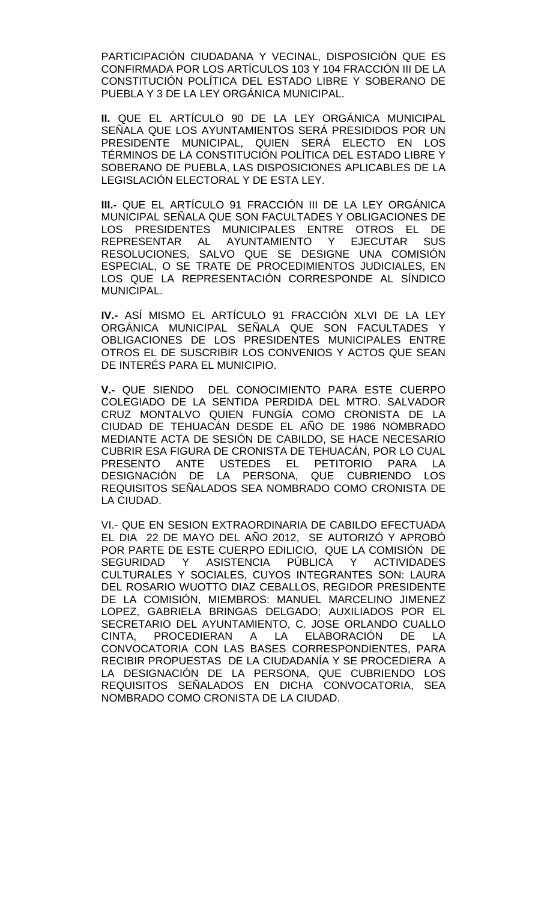PARTICIPACIÓN CIUDADANA Y VECINAL, DISPOSICIÓN QUE ES CONFIRMADA POR LOS ARTÍCULOS 103 Y 104 FRACCIÓN III DE LA CONSTITUCIÓN POLÍTICA DEL ESTADO LIBRE Y SOBERANO DE PUEBLA Y 3 DE LA LEY ORGÁNICA MUNICIPAL.

**II.** QUE EL ARTÍCULO 90 DE LA LEY ORGÁNICA MUNICIPAL SEÑALA QUE LOS AYUNTAMIENTOS SERÁ PRESIDIDOS POR UN PRESIDENTE MUNICIPAL, QUIEN SERÁ ELECTO EN LOS TÉRMINOS DE LA CONSTITUCIÓN POLÍTICA DEL ESTADO LIBRE Y SOBERANO DE PUEBLA, LAS DISPOSICIONES APLICABLES DE LA LEGISLACIÓN ELECTORAL Y DE ESTA LEY.

**III.-** QUE EL ARTÍCULO 91 FRACCIÓN III DE LA LEY ORGÁNICA MUNICIPAL SEÑALA QUE SON FACULTADES Y OBLIGACIONES DE LOS PRESIDENTES MUNICIPALES ENTRE OTROS EL DE REPRESENTAR AL AYUNTAMIENTO Y EJECUTAR SUS RESOLUCIONES, SALVO QUE SE DESIGNE UNA COMISIÓN ESPECIAL, O SE TRATE DE PROCEDIMIENTOS JUDICIALES, EN LOS QUE LA REPRESENTACIÓN CORRESPONDE AL SÍNDICO MUNICIPAL.

**IV.-** ASÍ MISMO EL ARTÍCULO 91 FRACCIÓN XLVI DE LA LEY ORGÁNICA MUNICIPAL SEÑALA QUE SON FACULTADES Y OBLIGACIONES DE LOS PRESIDENTES MUNICIPALES ENTRE OTROS EL DE SUSCRIBIR LOS CONVENIOS Y ACTOS QUE SEAN DE INTERÉS PARA EL MUNICIPIO.

**V.-** QUE SIENDO DEL CONOCIMIENTO PARA ESTE CUERPO COLEGIADO DE LA SENTIDA PERDIDA DEL MTRO. SALVADOR CRUZ MONTALVO QUIEN FUNGÍA COMO CRONISTA DE LA CIUDAD DE TEHUACÁN DESDE EL AÑO DE 1986 NOMBRADO MEDIANTE ACTA DE SESIÓN DE CABILDO, SE HACE NECESARIO CUBRIR ESA FIGURA DE CRONISTA DE TEHUACÁN, POR LO CUAL PRESENTO ANTE USTEDES EL PETITORIO PARA LA DESIGNACIÓN DE LA PERSONA, QUE CUBRIENDO LOS REQUISITOS SEÑALADOS SEA NOMBRADO COMO CRONISTA DE LA CIUDAD.

VI.- QUE EN SESION EXTRAORDINARIA DE CABILDO EFECTUADA EL DIA 22 DE MAYO DEL AÑO 2012, SE AUTORIZÓ Y APROBÓ POR PARTE DE ESTE CUERPO EDILICIO, QUE LA COMISIÓN DE SEGURIDAD Y ASISTENCIA PÚBLICA Y ACTIVIDADES CULTURALES Y SOCIALES, CUYOS INTEGRANTES SON: LAURA DEL ROSARIO WUOTTO DIAZ CEBALLOS, REGIDOR PRESIDENTE DE LA COMISIÓN, MIEMBROS: MANUEL MARCELINO JIMENEZ LOPEZ, GABRIELA BRINGAS DELGADO; AUXILIADOS POR EL SECRETARIO DEL AYUNTAMIENTO, C. JOSE ORLANDO CUALLO CINTA, PROCEDIERAN A LA ELABORACIÓN DE LA CONVOCATORIA CON LAS BASES CORRESPONDIENTES, PARA RECIBIR PROPUESTAS DE LA CIUDADANÍA Y SE PROCEDIERA A LA DESIGNACIÓN DE LA PERSONA, QUE CUBRIENDO LOS REQUISITOS SEÑALADOS EN DICHA CONVOCATORIA, SEA NOMBRADO COMO CRONISTA DE LA CIUDAD.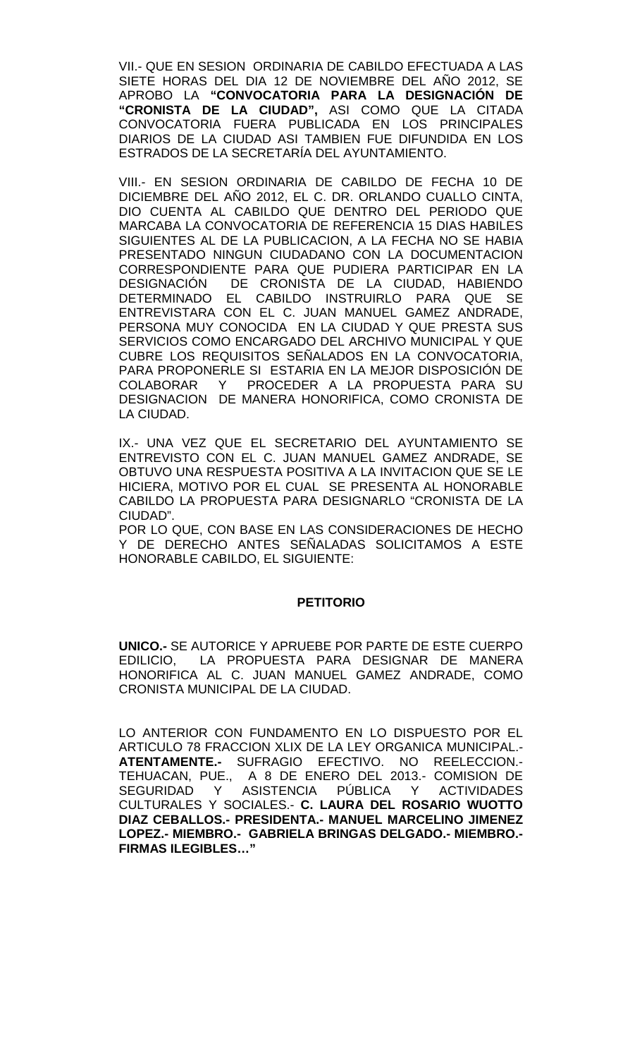VII.- QUE EN SESION ORDINARIA DE CABILDO EFECTUADA A LAS SIETE HORAS DEL DIA 12 DE NOVIEMBRE DEL AÑO 2012, SE APROBO LA **"CONVOCATORIA PARA LA DESIGNACIÓN DE "CRONISTA DE LA CIUDAD",** ASI COMO QUE LA CITADA CONVOCATORIA FUERA PUBLICADA EN LOS PRINCIPALES DIARIOS DE LA CIUDAD ASI TAMBIEN FUE DIFUNDIDA EN LOS ESTRADOS DE LA SECRETARÍA DEL AYUNTAMIENTO.

VIII.- EN SESION ORDINARIA DE CABILDO DE FECHA 10 DE DICIEMBRE DEL AÑO 2012, EL C. DR. ORLANDO CUALLO CINTA, DIO CUENTA AL CABILDO QUE DENTRO DEL PERIODO QUE MARCABA LA CONVOCATORIA DE REFERENCIA 15 DIAS HABILES SIGUIENTES AL DE LA PUBLICACION, A LA FECHA NO SE HABIA PRESENTADO NINGUN CIUDADANO CON LA DOCUMENTACION CORRESPONDIENTE PARA QUE PUDIERA PARTICIPAR EN LA DESIGNACIÓN DE CRONISTA DE LA CIUDAD, HABIENDO DETERMINADO EL CABILDO INSTRUIRLO PARA QUE SE ENTREVISTARA CON EL C. JUAN MANUEL GAMEZ ANDRADE, PERSONA MUY CONOCIDA EN LA CIUDAD Y QUE PRESTA SUS SERVICIOS COMO ENCARGADO DEL ARCHIVO MUNICIPAL Y QUE CUBRE LOS REQUISITOS SEÑALADOS EN LA CONVOCATORIA, PARA PROPONERLE SI ESTARIA EN LA MEJOR DISPOSICIÓN DE COLABORAR Y PROCEDER A LA PROPUESTA PARA SU DESIGNACION DE MANERA HONORIFICA, COMO CRONISTA DE LA CIUDAD.

IX.- UNA VEZ QUE EL SECRETARIO DEL AYUNTAMIENTO SE ENTREVISTO CON EL C. JUAN MANUEL GAMEZ ANDRADE, SE OBTUVO UNA RESPUESTA POSITIVA A LA INVITACION QUE SE LE HICIERA, MOTIVO POR EL CUAL SE PRESENTA AL HONORABLE CABILDO LA PROPUESTA PARA DESIGNARLO "CRONISTA DE LA CIUDAD".

POR LO QUE, CON BASE EN LAS CONSIDERACIONES DE HECHO Y DE DERECHO ANTES SEÑALADAS SOLICITAMOS A ESTE HONORABLE CABILDO, EL SIGUIENTE:

**PETITORIO**

**UNICO.-** SE AUTORICE Y APRUEBE POR PARTE DE ESTE CUERPO EDILICIO, LA PROPUESTA PARA DESIGNAR DE MANERA HONORIFICA AL C. JUAN MANUEL GAMEZ ANDRADE, COMO CRONISTA MUNICIPAL DE LA CIUDAD.

LO ANTERIOR CON FUNDAMENTO EN LO DISPUESTO POR EL ARTICULO 78 FRACCION XLIX DE LA LEY ORGANICA MUNICIPAL.- **ATENTAMENTE.-** SUFRAGIO EFECTIVO. NO REELECCION.- TEHUACAN, PUE., A 8 DE ENERO DEL 2013.- COMISION DE SEGURIDAD Y ASISTENCIA PÚBLICA Y ACTIVIDADES CULTURALES Y SOCIALES.- **C. LAURA DEL ROSARIO WUOTTO DIAZ CEBALLOS.- PRESIDENTA.- MANUEL MARCELINO JIMENEZ LOPEZ.- MIEMBRO.- GABRIELA BRINGAS DELGADO.- MIEMBRO.- FIRMAS ILEGIBLES…"**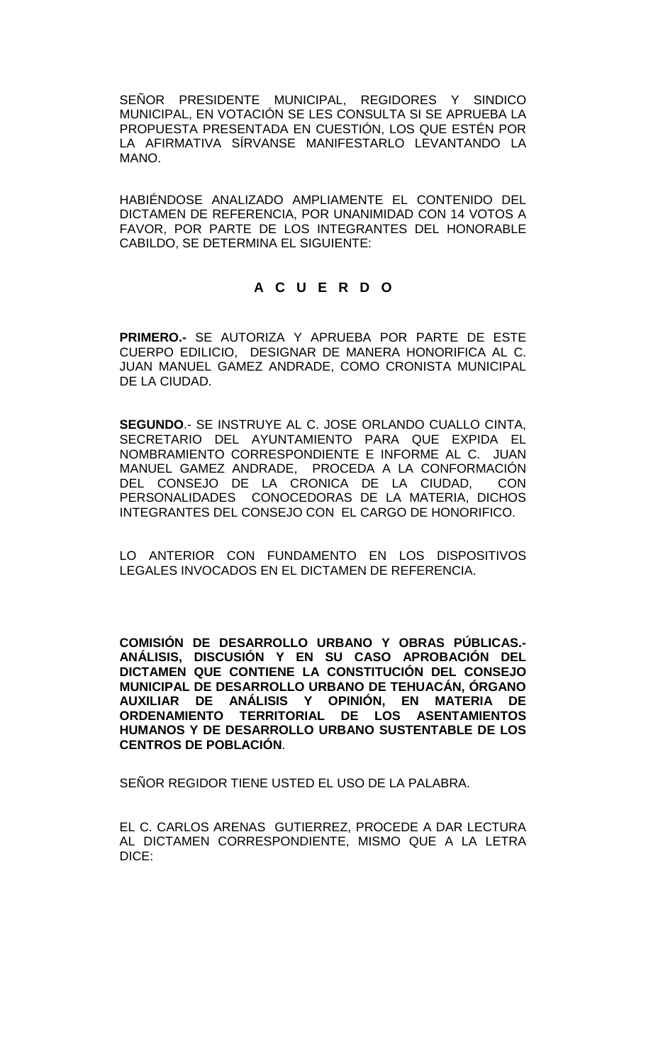SEÑOR PRESIDENTE MUNICIPAL, REGIDORES Y SINDICO MUNICIPAL, EN VOTACIÓN SE LES CONSULTA SI SE APRUEBA LA PROPUESTA PRESENTADA EN CUESTIÓN, LOS QUE ESTÉN POR LA AFIRMATIVA SÍRVANSE MANIFESTARLO LEVANTANDO LA MANO.

HABIÉNDOSE ANALIZADO AMPLIAMENTE EL CONTENIDO DEL DICTAMEN DE REFERENCIA, POR UNANIMIDAD CON 14 VOTOS A FAVOR, POR PARTE DE LOS INTEGRANTES DEL HONORABLE CABILDO, SE DETERMINA EL SIGUIENTE:

**A C U E R D O**

**PRIMERO.-** SE AUTORIZA Y APRUEBA POR PARTE DE ESTE CUERPO EDILICIO, DESIGNAR DE MANERA HONORIFICA AL C. JUAN MANUEL GAMEZ ANDRADE, COMO CRONISTA MUNICIPAL DE LA CIUDAD.

**SEGUNDO**.- SE INSTRUYE AL C. JOSE ORLANDO CUALLO CINTA, SECRETARIO DEL AYUNTAMIENTO PARA QUE EXPIDA EL NOMBRAMIENTO CORRESPONDIENTE E INFORME AL C. JUAN MANUEL GAMEZ ANDRADE, PROCEDA A LA CONFORMACIÓN DEL CONSEJO DE LA CRONICA DE LA CIUDAD, CON PERSONALIDADES CONOCEDORAS DE LA MATERIA, DICHOS INTEGRANTES DEL CONSEJO CON EL CARGO DE HONORIFICO.

LO ANTERIOR CON FUNDAMENTO EN LOS DISPOSITIVOS LEGALES INVOCADOS EN EL DICTAMEN DE REFERENCIA.

**COMISIÓN DE DESARROLLO URBANO Y OBRAS PÚBLICAS.- ANÁLISIS, DISCUSIÓN Y EN SU CASO APROBACIÓN DEL DICTAMEN QUE CONTIENE LA CONSTITUCIÓN DEL CONSEJO MUNICIPAL DE DESARROLLO URBANO DE TEHUACÁN, ÓRGANO AUXILIAR DE ANÁLISIS Y OPINIÓN, EN MATERIA DE ORDENAMIENTO TERRITORIAL DE LOS ASENTAMIENTOS HUMANOS Y DE DESARROLLO URBANO SUSTENTABLE DE LOS CENTROS DE POBLACIÓN**.

SEÑOR REGIDOR TIENE USTED EL USO DE LA PALABRA.

EL C. CARLOS ARENAS GUTIERREZ, PROCEDE A DAR LECTURA AL DICTAMEN CORRESPONDIENTE, MISMO QUE A LA LETRA DICE: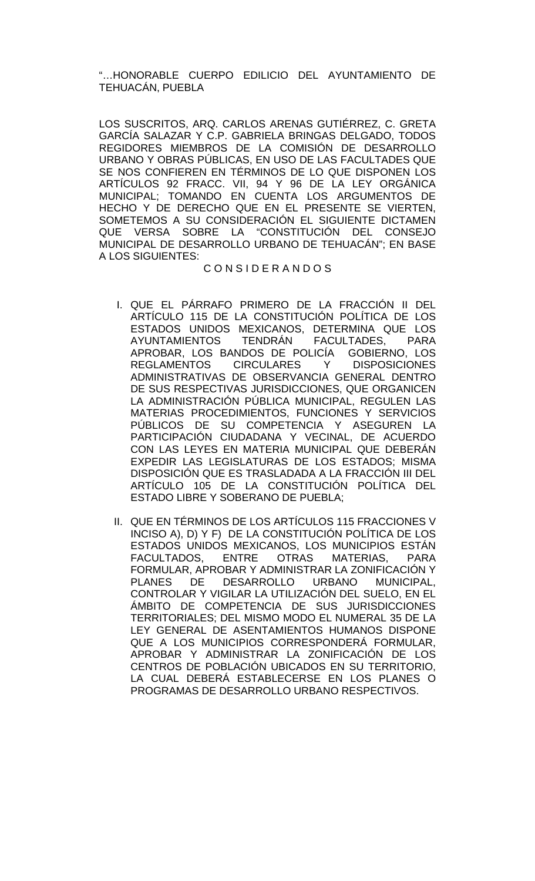"…HONORABLE CUERPO EDILICIO DEL AYUNTAMIENTO DE TEHUACÁN, PUEBLA

LOS SUSCRITOS, ARQ. CARLOS ARENAS GUTIÉRREZ, C. GRETA GARCÍA SALAZAR Y C.P. GABRIELA BRINGAS DELGADO, TODOS REGIDORES MIEMBROS DE LA COMISIÓN DE DESARROLLO URBANO Y OBRAS PÚBLICAS, EN USO DE LAS FACULTADES QUE SE NOS CONFIEREN EN TÉRMINOS DE LO QUE DISPONEN LOS ARTÍCULOS 92 FRACC. VII, 94 Y 96 DE LA LEY ORGÁNICA MUNICIPAL; TOMANDO EN CUENTA LOS ARGUMENTOS DE HECHO Y DE DERECHO QUE EN EL PRESENTE SE VIERTEN, SOMETEMOS A SU CONSIDERACIÓN EL SIGUIENTE DICTAMEN QUE VERSA SOBRE LA "CONSTITUCIÓN DEL CONSEJO MUNICIPAL DE DESARROLLO URBANO DE TEHUACÁN"; EN BASE A LOS SIGUIENTES:

C O N S I D E R A N D O S

I. QUE EL PÁRRAFO PRIMERO DE LA FRACCIÓN II DEL ARTÍCULO 115 DE LA CONSTITUCIÓN POLÍTICA DE LOS ESTADOS UNIDOS MEXICANOS, DETERMINA QUE LOS AYUNTAMIENTOS TENDRÁN FACULTADES, PARA APROBAR, LOS BANDOS DE POLICÍA GOBIERNO, LOS REGLAMENTOS CIRCULARES Y DISPOSICIONES ADMINISTRATIVAS DE OBSERVANCIA GENERAL DENTRO DE SUS RESPECTIVAS JURISDICCIONES, QUE ORGANICEN LA ADMINISTRACIÓN PÚBLICA MUNICIPAL, REGULEN LAS MATERIAS PROCEDIMIENTOS, FUNCIONES Y SERVICIOS PÚBLICOS DE SU COMPETENCIA Y ASEGUREN LA PARTICIPACIÓN CIUDADANA Y VECINAL, DE ACUERDO CON LAS LEYES EN MATERIA MUNICIPAL QUE DEBERÁN EXPEDIR LAS LEGISLATURAS DE LOS ESTADOS; MISMA DISPOSICIÓN QUE ES TRASLADADA A LA FRACCIÓN III DEL ARTÍCULO 105 DE LA CONSTITUCIÓN POLÍTICA DEL ESTADO LIBRE Y SOBERANO DE PUEBLA;

II. QUE EN TÉRMINOS DE LOS ARTÍCULOS 115 FRACCIONES V INCISO A), D) Y F) DE LA CONSTITUCIÓN POLÍTICA DE LOS ESTADOS UNIDOS MEXICANOS, LOS MUNICIPIOS ESTÁN FACULTADOS, ENTRE OTRAS MATERIAS, PARA FORMULAR, APROBAR Y ADMINISTRAR LA ZONIFICACIÓN Y PLANES DE DESARROLLO URBANO MUNICIPAL, CONTROLAR Y VIGILAR LA UTILIZACIÓN DEL SUELO, EN EL ÁMBITO DE COMPETENCIA DE SUS JURISDICCIONES TERRITORIALES; DEL MISMO MODO EL NUMERAL 35 DE LA LEY GENERAL DE ASENTAMIENTOS HUMANOS DISPONE QUE A LOS MUNICIPIOS CORRESPONDERÁ FORMULAR, APROBAR Y ADMINISTRAR LA ZONIFICACIÓN DE LOS CENTROS DE POBLACIÓN UBICADOS EN SU TERRITORIO, LA CUAL DEBERÁ ESTABLECERSE EN LOS PLANES O PROGRAMAS DE DESARROLLO URBANO RESPECTIVOS.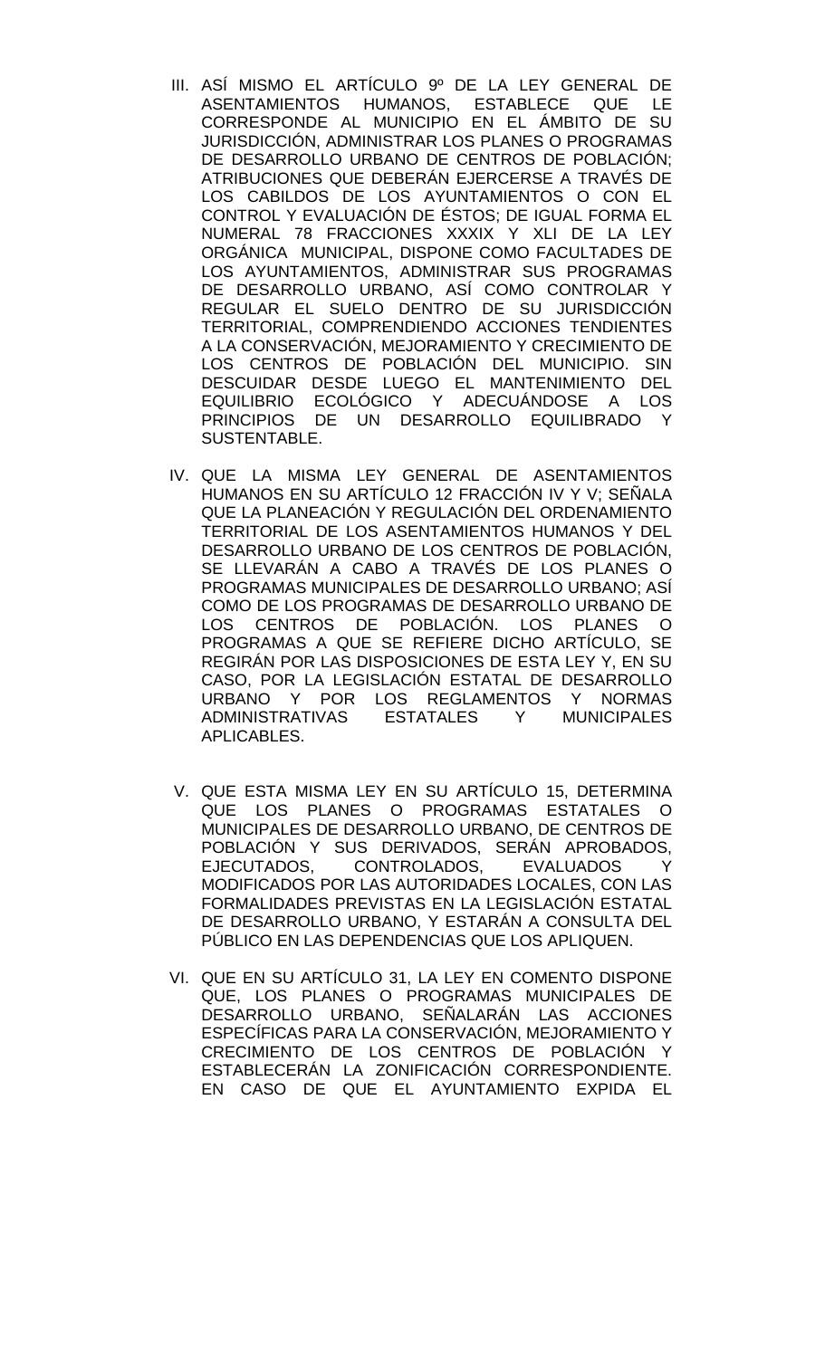III. ASÍ MISMO EL ARTÍCULO 9º DE LA LEY GENERAL DE ASENTAMIENTOS HUMANOS, ESTABLECE QUE LE CORRESPONDE AL MUNICIPIO EN EL ÁMBITO DE SU JURISDICCIÓN, ADMINISTRAR LOS PLANES O PROGRAMAS DE DESARROLLO URBANO DE CENTROS DE POBLACIÓN; ATRIBUCIONES QUE DEBERÁN EJERCERSE A TRAVÉS DE LOS CABILDOS DE LOS AYUNTAMIENTOS O CON EL CONTROL Y EVALUACIÓN DE ÉSTOS; DE IGUAL FORMA EL NUMERAL 78 FRACCIONES XXXIX Y XLI DE LA LEY ORGÁNICA MUNICIPAL, DISPONE COMO FACULTADES DE LOS AYUNTAMIENTOS, ADMINISTRAR SUS PROGRAMAS DE DESARROLLO URBANO, ASÍ COMO CONTROLAR Y REGULAR EL SUELO DENTRO DE SU JURISDICCIÓN TERRITORIAL, COMPRENDIENDO ACCIONES TENDIENTES A LA CONSERVACIÓN, MEJORAMIENTO Y CRECIMIENTO DE LOS CENTROS DE POBLACIÓN DEL MUNICIPIO. SIN DESCUIDAR DESDE LUEGO EL MANTENIMIENTO DEL EQUILIBRIO ECOLÓGICO Y ADECUÁNDOSE A LOS PRINCIPIOS DE UN DESARROLLO EQUILIBRADO Y SUSTENTABLE.

IV. QUE LA MISMA LEY GENERAL DE ASENTAMIENTOS HUMANOS EN SU ARTÍCULO 12 FRACCIÓN IV Y V; SEÑALA QUE LA PLANEACIÓN Y REGULACIÓN DEL ORDENAMIENTO TERRITORIAL DE LOS ASENTAMIENTOS HUMANOS Y DEL DESARROLLO URBANO DE LOS CENTROS DE POBLACIÓN, SE LLEVARÁN A CABO A TRAVÉS DE LOS PLANES O PROGRAMAS MUNICIPALES DE DESARROLLO URBANO; ASÍ COMO DE LOS PROGRAMAS DE DESARROLLO URBANO DE LOS CENTROS DE POBLACIÓN. LOS PLANES O PROGRAMAS A QUE SE REFIERE DICHO ARTÍCULO, SE REGIRÁN POR LAS DISPOSICIONES DE ESTA LEY Y, EN SU CASO, POR LA LEGISLACIÓN ESTATAL DE DESARROLLO URBANO Y POR LOS REGLAMENTOS Y NORMAS ADMINISTRATIVAS ESTATALES Y MUNICIPALES APLICABLES.

V. QUE ESTA MISMA LEY EN SU ARTÍCULO 15, DETERMINA QUE LOS PLANES O PROGRAMAS ESTATALES O MUNICIPALES DE DESARROLLO URBANO, DE CENTROS DE POBLACIÓN Y SUS DERIVADOS, SERÁN APROBADOS, EJECUTADOS, CONTROLADOS, EVALUADOS Y MODIFICADOS POR LAS AUTORIDADES LOCALES, CON LAS FORMALIDADES PREVISTAS EN LA LEGISLACIÓN ESTATAL DE DESARROLLO URBANO, Y ESTARÁN A CONSULTA DEL PÚBLICO EN LAS DEPENDENCIAS QUE LOS APLIQUEN.

VI. QUE EN SU ARTÍCULO 31, LA LEY EN COMENTO DISPONE QUE, LOS PLANES O PROGRAMAS MUNICIPALES DE DESARROLLO URBANO, SEÑALARÁN LAS ACCIONES ESPECÍFICAS PARA LA CONSERVACIÓN, MEJORAMIENTO Y CRECIMIENTO DE LOS CENTROS DE POBLACIÓN Y ESTABLECERÁN LA ZONIFICACIÓN CORRESPONDIENTE. EN CASO DE QUE EL AYUNTAMIENTO EXPIDA EL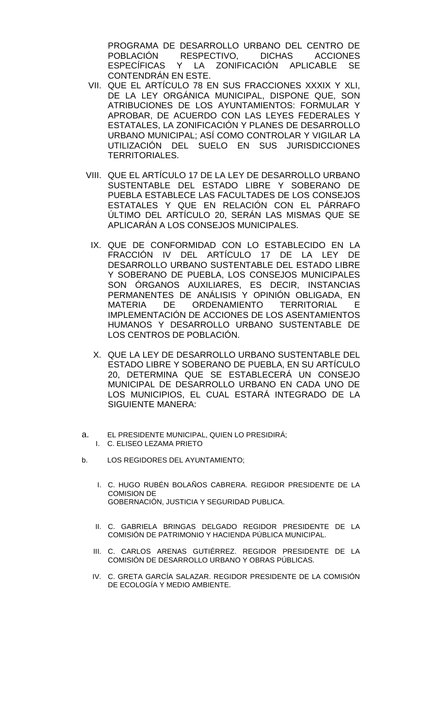PROGRAMA DE DESARROLLO URBANO DEL CENTRO DE POBLACIÓN RESPECTIVO, DICHAS ACCIONES ESPECÍFICAS Y LA ZONIFICACIÓN APLICABLE SE CONTENDRÁN EN ESTE.

VII. QUE EL ARTÍCULO 78 EN SUS FRACCIONES XXXIX Y XLI, DE LA LEY ORGÁNICA MUNICIPAL, DISPONE QUE, SON ATRIBUCIONES DE LOS AYUNTAMIENTOS: FORMULAR Y APROBAR, DE ACUERDO CON LAS LEYES FEDERALES Y ESTATALES, LA ZONIFICACIÓN Y PLANES DE DESARROLLO URBANO MUNICIPAL; ASÍ COMO CONTROLAR Y VIGILAR LA UTILIZACIÓN DEL SUELO EN SUS JURISDICCIONES TERRITORIALES.

VIII. QUE EL ARTÍCULO 17 DE LA LEY DE DESARROLLO URBANO SUSTENTABLE DEL ESTADO LIBRE Y SOBERANO DE PUEBLA ESTABLECE LAS FACULTADES DE LOS CONSEJOS ESTATALES Y QUE EN RELACIÓN CON EL PÁRRAFO ÚLTIMO DEL ARTÍCULO 20, SERÁN LAS MISMAS QUE SE APLICARÁN A LOS CONSEJOS MUNICIPALES.

IX. QUE DE CONFORMIDAD CON LO ESTABLECIDO EN LA FRACCIÓN IV DEL ARTÍCULO 17 DE LA LEY DE DESARROLLO URBANO SUSTENTABLE DEL ESTADO LIBRE Y SOBERANO DE PUEBLA, LOS CONSEJOS MUNICIPALES SON ÓRGANOS AUXILIARES, ES DECIR, INSTANCIAS PERMANENTES DE ANÁLISIS Y OPINIÓN OBLIGADA, EN MATERIA DE ORDENAMIENTO TERRITORIAL E IMPLEMENTACIÓN DE ACCIONES DE LOS ASENTAMIENTOS HUMANOS Y DESARROLLO URBANO SUSTENTABLE DE LOS CENTROS DE POBLACIÓN.

X. QUE LA LEY DE DESARROLLO URBANO SUSTENTABLE DEL ESTADO LIBRE Y SOBERANO DE PUEBLA, EN SU ARTÍCULO 20, DETERMINA QUE SE ESTABLECERÁ UN CONSEJO MUNICIPAL DE DESARROLLO URBANO EN CADA UNO DE LOS MUNICIPIOS, EL CUAL ESTARÁ INTEGRADO DE LA SIGUIENTE MANERA:

a. EL PRESIDENTE MUNICIPAL, QUIEN LO PRESIDIRÁ;
   I. C. ELISEO LEZAMA PRIETO

b. LOS REGIDORES DEL AYUNTAMIENTO;

   I. C. HUGO RUBÉN BOLAÑOS CABRERA. REGIDOR PRESIDENTE DE LA COMISION DE GOBERNACIÓN, JUSTICIA Y SEGURIDAD PUBLICA.

   II. C. GABRIELA BRINGAS DELGADO REGIDOR PRESIDENTE DE LA COMISIÓN DE PATRIMONIO Y HACIENDA PÚBLICA MUNICIPAL.

   III. C. CARLOS ARENAS GUTIÉRREZ. REGIDOR PRESIDENTE DE LA COMISIÓN DE DESARROLLO URBANO Y OBRAS PÚBLICAS.

   IV. C. GRETA GARCÍA SALAZAR. REGIDOR PRESIDENTE DE LA COMISIÓN DE ECOLOGÍA Y MEDIO AMBIENTE.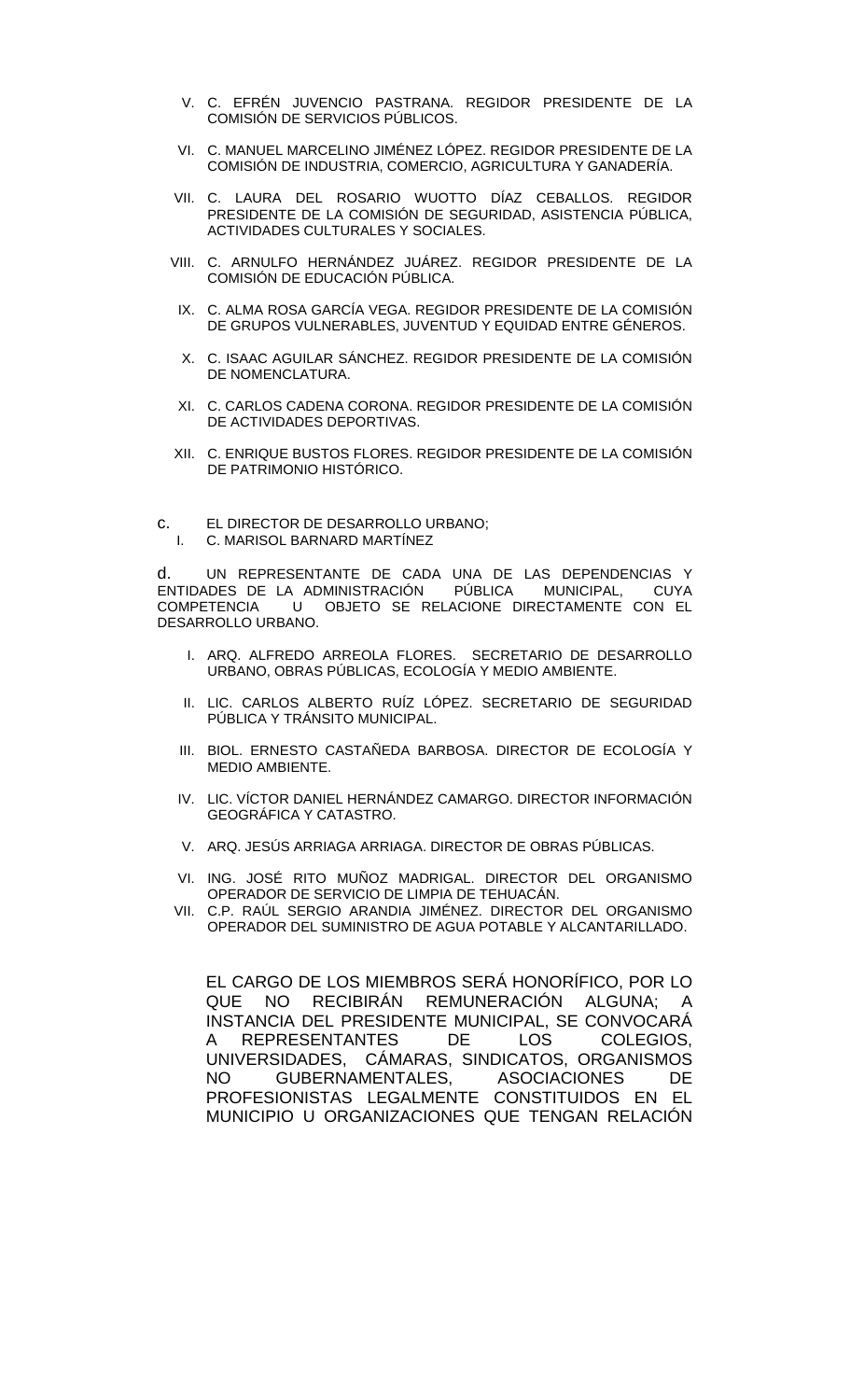V. C. EFRÉN JUVENCIO PASTRANA. REGIDOR PRESIDENTE DE LA COMISIÓN DE SERVICIOS PÚBLICOS.

VI. C. MANUEL MARCELINO JIMÉNEZ LÓPEZ. REGIDOR PRESIDENTE DE LA COMISIÓN DE INDUSTRIA, COMERCIO, AGRICULTURA Y GANADERÍA.

VII. C. LAURA DEL ROSARIO WUOTTO DÍAZ CEBALLOS. REGIDOR PRESIDENTE DE LA COMISIÓN DE SEGURIDAD, ASISTENCIA PÚBLICA, ACTIVIDADES CULTURALES Y SOCIALES.

VIII. C. ARNULFO HERNÁNDEZ JUÁREZ. REGIDOR PRESIDENTE DE LA COMISIÓN DE EDUCACIÓN PÚBLICA.

IX. C. ALMA ROSA GARCÍA VEGA. REGIDOR PRESIDENTE DE LA COMISIÓN DE GRUPOS VULNERABLES, JUVENTUD Y EQUIDAD ENTRE GÉNEROS.

X. C. ISAAC AGUILAR SÁNCHEZ. REGIDOR PRESIDENTE DE LA COMISIÓN DE NOMENCLATURA.

XI. C. CARLOS CADENA CORONA. REGIDOR PRESIDENTE DE LA COMISIÓN DE ACTIVIDADES DEPORTIVAS.

XII. C. ENRIQUE BUSTOS FLORES. REGIDOR PRESIDENTE DE LA COMISIÓN DE PATRIMONIO HISTÓRICO.

c. EL DIRECTOR DE DESARROLLO URBANO;

I. C. MARISOL BARNARD MARTÍNEZ

d. UN REPRESENTANTE DE CADA UNA DE LAS DEPENDENCIAS Y ENTIDADES DE LA ADMINISTRACIÓN PÚBLICA MUNICIPAL, CUYA COMPETENCIA U OBJETO SE RELACIONE DIRECTAMENTE CON EL DESARROLLO URBANO.

I. ARQ. ALFREDO ARREOLA FLORES. SECRETARIO DE DESARROLLO URBANO, OBRAS PÚBLICAS, ECOLOGÍA Y MEDIO AMBIENTE.

II. LIC. CARLOS ALBERTO RUÍZ LÓPEZ. SECRETARIO DE SEGURIDAD PÚBLICA Y TRÁNSITO MUNICIPAL.

III. BIOL. ERNESTO CASTAÑEDA BARBOSA. DIRECTOR DE ECOLOGÍA Y MEDIO AMBIENTE.

IV. LIC. VÍCTOR DANIEL HERNÁNDEZ CAMARGO. DIRECTOR INFORMACIÓN GEOGRÁFICA Y CATASTRO.

V. ARQ. JESÚS ARRIAGA ARRIAGA. DIRECTOR DE OBRAS PÚBLICAS.

VI. ING. JOSÉ RITO MUÑOZ MADRIGAL. DIRECTOR DEL ORGANISMO OPERADOR DE SERVICIO DE LIMPIA DE TEHUACÁN.

VII. C.P. RAÚL SERGIO ARANDIA JIMÉNEZ. DIRECTOR DEL ORGANISMO OPERADOR DEL SUMINISTRO DE AGUA POTABLE Y ALCANTARILLADO.

EL CARGO DE LOS MIEMBROS SERÁ HONORÍFICO, POR LO QUE NO RECIBIRÁN REMUNERACIÓN ALGUNA; A INSTANCIA DEL PRESIDENTE MUNICIPAL, SE CONVOCARÁ A REPRESENTANTES DE LOS COLEGIOS, UNIVERSIDADES, CÁMARAS, SINDICATOS, ORGANISMOS NO GUBERNAMENTALES, ASOCIACIONES DE PROFESIONISTAS LEGALMENTE CONSTITUIDOS EN EL MUNICIPIO U ORGANIZACIONES QUE TENGAN RELACIÓN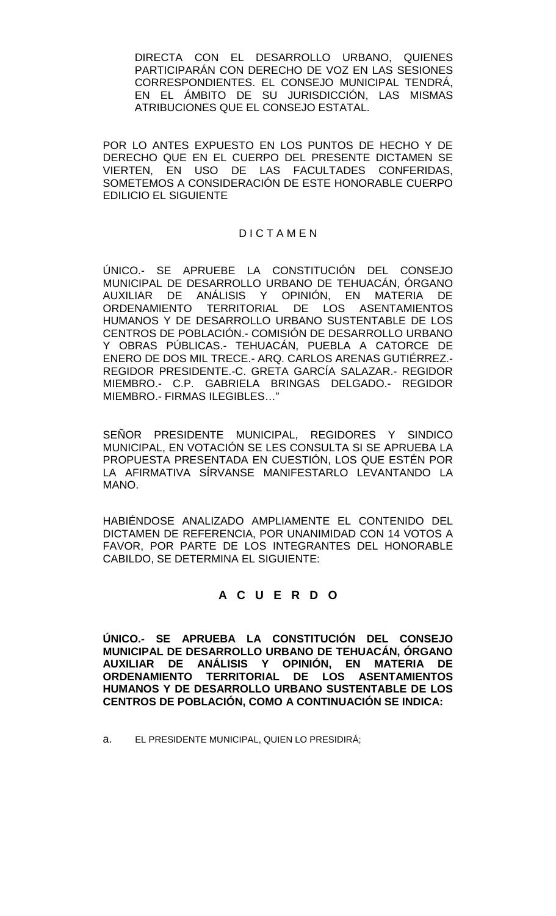DIRECTA CON EL DESARROLLO URBANO, QUIENES PARTICIPARÁN CON DERECHO DE VOZ EN LAS SESIONES CORRESPONDIENTES. EL CONSEJO MUNICIPAL TENDRÁ, EN EL ÁMBITO DE SU JURISDICCIÓN, LAS MISMAS ATRIBUCIONES QUE EL CONSEJO ESTATAL.

POR LO ANTES EXPUESTO EN LOS PUNTOS DE HECHO Y DE DERECHO QUE EN EL CUERPO DEL PRESENTE DICTAMEN SE VIERTEN, EN USO DE LAS FACULTADES CONFERIDAS, SOMETEMOS A CONSIDERACIÓN DE ESTE HONORABLE CUERPO EDILICIO EL SIGUIENTE

D I C T A M E N

ÚNICO.- SE APRUEBE LA CONSTITUCIÓN DEL CONSEJO MUNICIPAL DE DESARROLLO URBANO DE TEHUACÁN, ÓRGANO AUXILIAR DE ANÁLISIS Y OPINIÓN, EN MATERIA DE ORDENAMIENTO TERRITORIAL DE LOS ASENTAMIENTOS HUMANOS Y DE DESARROLLO URBANO SUSTENTABLE DE LOS CENTROS DE POBLACIÓN.- COMISIÓN DE DESARROLLO URBANO Y OBRAS PÚBLICAS.- TEHUACÁN, PUEBLA A CATORCE DE ENERO DE DOS MIL TRECE.- ARQ. CARLOS ARENAS GUTIÉRREZ.- REGIDOR PRESIDENTE.-C. GRETA GARCÍA SALAZAR.- REGIDOR MIEMBRO.- C.P. GABRIELA BRINGAS DELGADO.- REGIDOR MIEMBRO.- FIRMAS ILEGIBLES…"

SEÑOR PRESIDENTE MUNICIPAL, REGIDORES Y SINDICO MUNICIPAL, EN VOTACIÓN SE LES CONSULTA SI SE APRUEBA LA PROPUESTA PRESENTADA EN CUESTIÓN, LOS QUE ESTÉN POR LA AFIRMATIVA SÍRVANSE MANIFESTARLO LEVANTANDO LA MANO.

HABIÉNDOSE ANALIZADO AMPLIAMENTE EL CONTENIDO DEL DICTAMEN DE REFERENCIA, POR UNANIMIDAD CON 14 VOTOS A FAVOR, POR PARTE DE LOS INTEGRANTES DEL HONORABLE CABILDO, SE DETERMINA EL SIGUIENTE:

**A C U E R D O**

**ÚNICO.- SE APRUEBA LA CONSTITUCIÓN DEL CONSEJO MUNICIPAL DE DESARROLLO URBANO DE TEHUACÁN, ÓRGANO AUXILIAR DE ANÁLISIS Y OPINIÓN, EN MATERIA DE ORDENAMIENTO TERRITORIAL DE LOS ASENTAMIENTOS HUMANOS Y DE DESARROLLO URBANO SUSTENTABLE DE LOS CENTROS DE POBLACIÓN, COMO A CONTINUACIÓN SE INDICA:**

a. EL PRESIDENTE MUNICIPAL, QUIEN LO PRESIDIRÁ;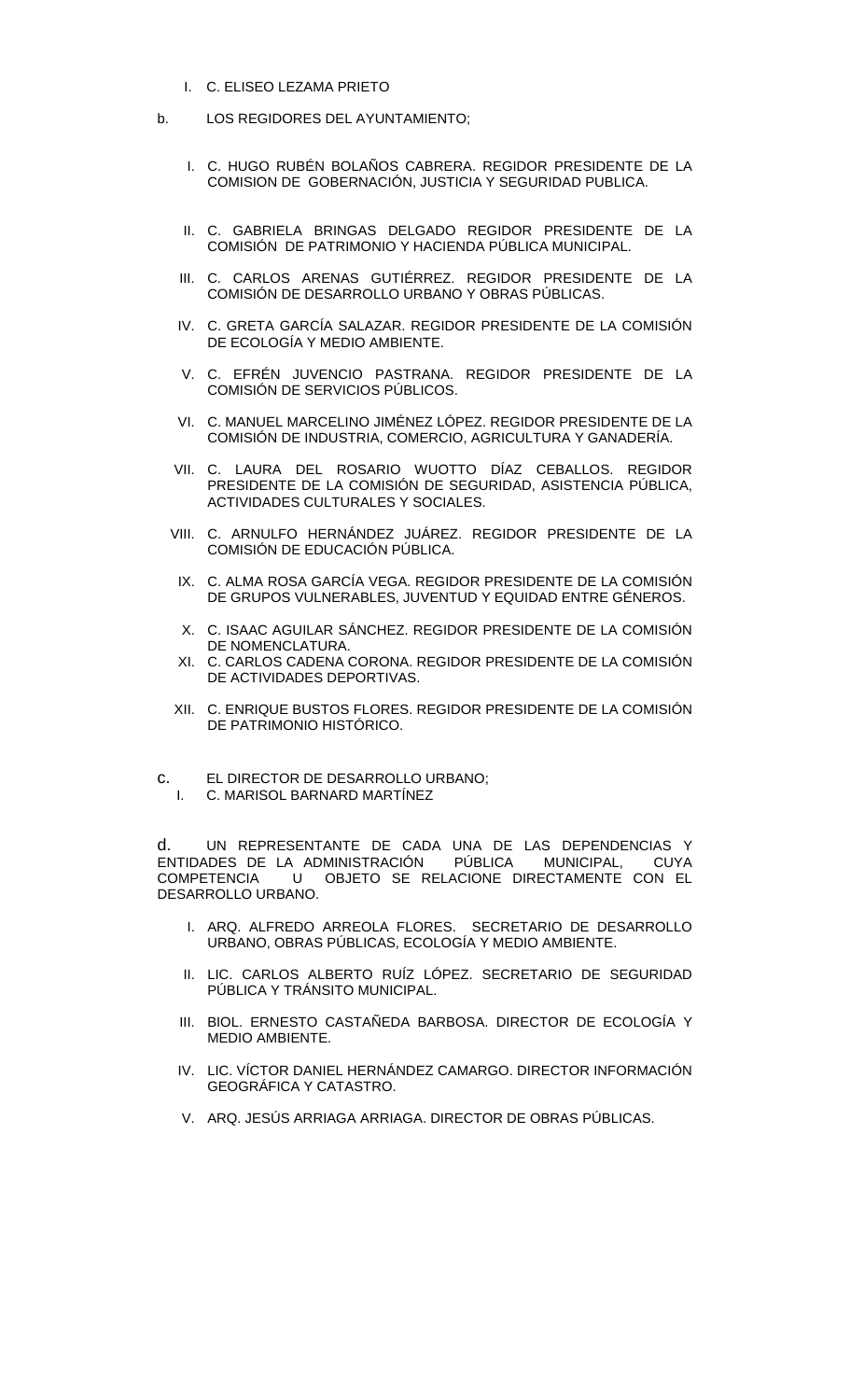I. C. ELISEO LEZAMA PRIETO

b. LOS REGIDORES DEL AYUNTAMIENTO;

I. C. HUGO RUBÉN BOLAÑOS CABRERA. REGIDOR PRESIDENTE DE LA COMISION DE GOBERNACIÓN, JUSTICIA Y SEGURIDAD PUBLICA.

II. C. GABRIELA BRINGAS DELGADO REGIDOR PRESIDENTE DE LA COMISIÓN DE PATRIMONIO Y HACIENDA PÚBLICA MUNICIPAL.

III. C. CARLOS ARENAS GUTIÉRREZ. REGIDOR PRESIDENTE DE LA COMISIÓN DE DESARROLLO URBANO Y OBRAS PÚBLICAS.

IV. C. GRETA GARCÍA SALAZAR. REGIDOR PRESIDENTE DE LA COMISIÓN DE ECOLOGÍA Y MEDIO AMBIENTE.

V. C. EFRÉN JUVENCIO PASTRANA. REGIDOR PRESIDENTE DE LA COMISIÓN DE SERVICIOS PÚBLICOS.

VI. C. MANUEL MARCELINO JIMÉNEZ LÓPEZ. REGIDOR PRESIDENTE DE LA COMISIÓN DE INDUSTRIA, COMERCIO, AGRICULTURA Y GANADERÍA.

VII. C. LAURA DEL ROSARIO WUOTTO DÍAZ CEBALLOS. REGIDOR PRESIDENTE DE LA COMISIÓN DE SEGURIDAD, ASISTENCIA PÚBLICA, ACTIVIDADES CULTURALES Y SOCIALES.

VIII. C. ARNULFO HERNÁNDEZ JUÁREZ. REGIDOR PRESIDENTE DE LA COMISIÓN DE EDUCACIÓN PÚBLICA.

IX. C. ALMA ROSA GARCÍA VEGA. REGIDOR PRESIDENTE DE LA COMISIÓN DE GRUPOS VULNERABLES, JUVENTUD Y EQUIDAD ENTRE GÉNEROS.

X. C. ISAAC AGUILAR SÁNCHEZ. REGIDOR PRESIDENTE DE LA COMISIÓN DE NOMENCLATURA.

XI. C. CARLOS CADENA CORONA. REGIDOR PRESIDENTE DE LA COMISIÓN DE ACTIVIDADES DEPORTIVAS.

XII. C. ENRIQUE BUSTOS FLORES. REGIDOR PRESIDENTE DE LA COMISIÓN DE PATRIMONIO HISTÓRICO.

c. EL DIRECTOR DE DESARROLLO URBANO;

I. C. MARISOL BARNARD MARTÍNEZ

d. UN REPRESENTANTE DE CADA UNA DE LAS DEPENDENCIAS Y ENTIDADES DE LA ADMINISTRACIÓN PÚBLICA MUNICIPAL, CUYA COMPETENCIA U OBJETO SE RELACIONE DIRECTAMENTE CON EL DESARROLLO URBANO.

I. ARQ. ALFREDO ARREOLA FLORES. SECRETARIO DE DESARROLLO URBANO, OBRAS PÚBLICAS, ECOLOGÍA Y MEDIO AMBIENTE.

II. LIC. CARLOS ALBERTO RUÍZ LÓPEZ. SECRETARIO DE SEGURIDAD PÚBLICA Y TRÁNSITO MUNICIPAL.

III. BIOL. ERNESTO CASTAÑEDA BARBOSA. DIRECTOR DE ECOLOGÍA Y MEDIO AMBIENTE.

IV. LIC. VÍCTOR DANIEL HERNÁNDEZ CAMARGO. DIRECTOR INFORMACIÓN GEOGRÁFICA Y CATASTRO.

V. ARQ. JESÚS ARRIAGA ARRIAGA. DIRECTOR DE OBRAS PÚBLICAS.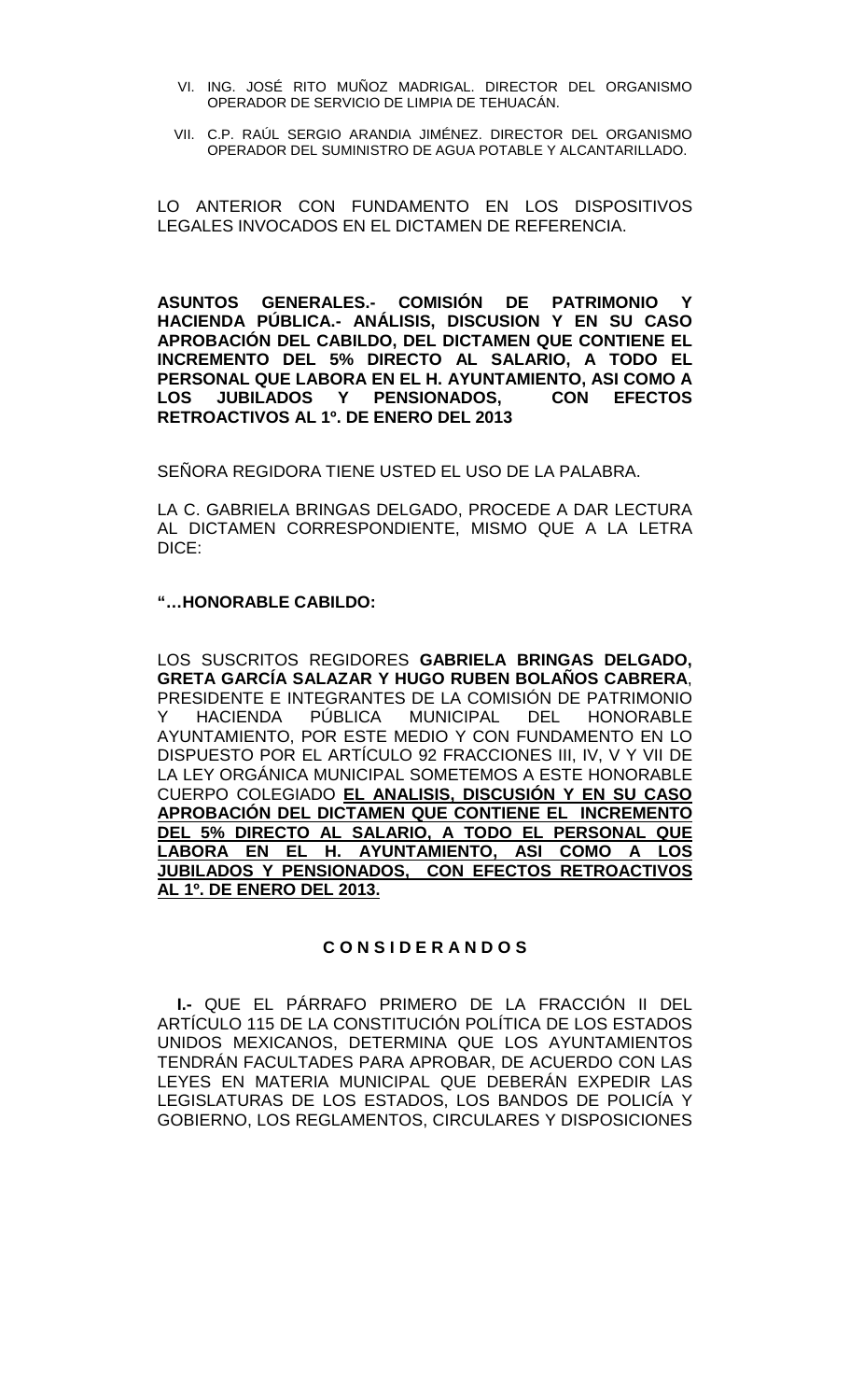VI. ING. JOSÉ RITO MUÑOZ MADRIGAL. DIRECTOR DEL ORGANISMO OPERADOR DE SERVICIO DE LIMPIA DE TEHUACÁN.

VII. C.P. RAÚL SERGIO ARANDIA JIMÉNEZ. DIRECTOR DEL ORGANISMO OPERADOR DEL SUMINISTRO DE AGUA POTABLE Y ALCANTARILLADO.

LO ANTERIOR CON FUNDAMENTO EN LOS DISPOSITIVOS LEGALES INVOCADOS EN EL DICTAMEN DE REFERENCIA.

**ASUNTOS GENERALES.- COMISIÓN DE PATRIMONIO Y HACIENDA PÚBLICA.- ANÁLISIS, DISCUSION Y EN SU CASO APROBACIÓN DEL CABILDO, DEL DICTAMEN QUE CONTIENE EL INCREMENTO DEL 5% DIRECTO AL SALARIO, A TODO EL PERSONAL QUE LABORA EN EL H. AYUNTAMIENTO, ASI COMO A LOS JUBILADOS Y PENSIONADOS, CON EFECTOS RETROACTIVOS AL 1º. DE ENERO DEL 2013**

SEÑORA REGIDORA TIENE USTED EL USO DE LA PALABRA.

LA C. GABRIELA BRINGAS DELGADO, PROCEDE A DAR LECTURA AL DICTAMEN CORRESPONDIENTE, MISMO QUE A LA LETRA DICE:

**"…HONORABLE CABILDO:**

LOS SUSCRITOS REGIDORES **GABRIELA BRINGAS DELGADO, GRETA GARCÍA SALAZAR Y HUGO RUBEN BOLAÑOS CABRERA**, PRESIDENTE E INTEGRANTES DE LA COMISIÓN DE PATRIMONIO Y HACIENDA PÚBLICA MUNICIPAL DEL HONORABLE AYUNTAMIENTO, POR ESTE MEDIO Y CON FUNDAMENTO EN LO DISPUESTO POR EL ARTÍCULO 92 FRACCIONES III, IV, V Y VII DE LA LEY ORGÁNICA MUNICIPAL SOMETEMOS A ESTE HONORABLE CUERPO COLEGIADO **EL ANALISIS, DISCUSIÓN Y EN SU CASO APROBACIÓN DEL DICTAMEN QUE CONTIENE EL INCREMENTO DEL 5% DIRECTO AL SALARIO, A TODO EL PERSONAL QUE LABORA EN EL H. AYUNTAMIENTO, ASI COMO A LOS JUBILADOS Y PENSIONADOS, CON EFECTOS RETROACTIVOS AL 1º. DE ENERO DEL 2013.**

**C O N S I D E R A N D O S**

**I.-** QUE EL PÁRRAFO PRIMERO DE LA FRACCIÓN II DEL ARTÍCULO 115 DE LA CONSTITUCIÓN POLÍTICA DE LOS ESTADOS UNIDOS MEXICANOS, DETERMINA QUE LOS AYUNTAMIENTOS TENDRÁN FACULTADES PARA APROBAR, DE ACUERDO CON LAS LEYES EN MATERIA MUNICIPAL QUE DEBERÁN EXPEDIR LAS LEGISLATURAS DE LOS ESTADOS, LOS BANDOS DE POLICÍA Y GOBIERNO, LOS REGLAMENTOS, CIRCULARES Y DISPOSICIONES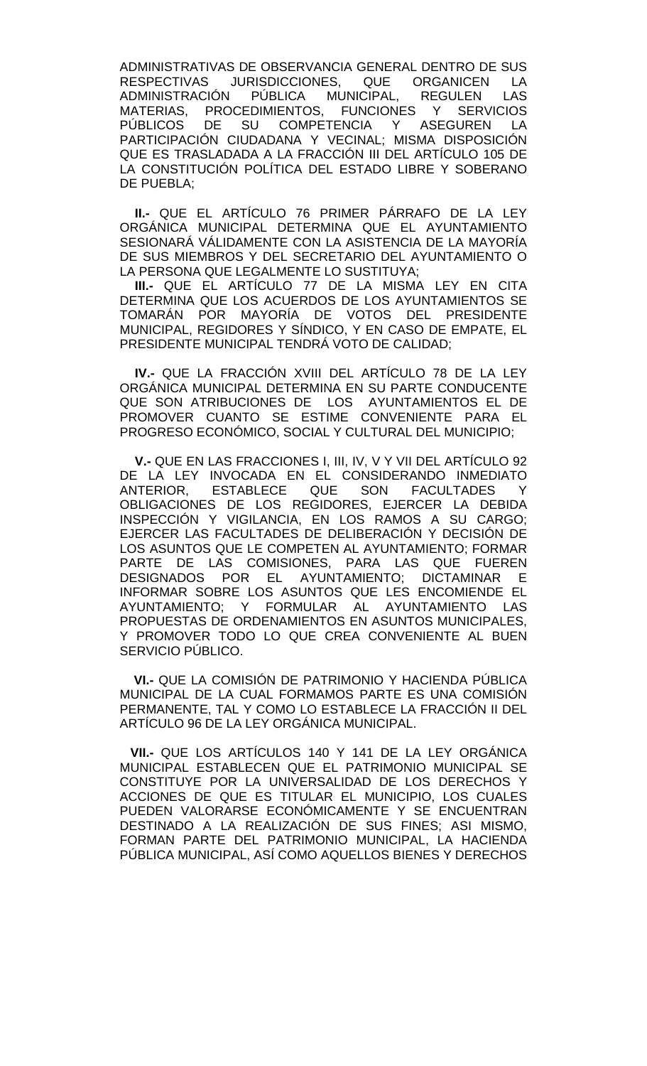ADMINISTRATIVAS DE OBSERVANCIA GENERAL DENTRO DE SUS RESPECTIVAS JURISDICCIONES, QUE ORGANICEN LA ADMINISTRACIÓN PÚBLICA MUNICIPAL, REGULEN LAS MATERIAS, PROCEDIMIENTOS, FUNCIONES Y SERVICIOS PÚBLICOS DE SU COMPETENCIA Y ASEGUREN LA PARTICIPACIÓN CIUDADANA Y VECINAL; MISMA DISPOSICIÓN QUE ES TRASLADADA A LA FRACCIÓN III DEL ARTÍCULO 105 DE LA CONSTITUCIÓN POLÍTICA DEL ESTADO LIBRE Y SOBERANO DE PUEBLA;

**II.-** QUE EL ARTÍCULO 76 PRIMER PÁRRAFO DE LA LEY ORGÁNICA MUNICIPAL DETERMINA QUE EL AYUNTAMIENTO SESIONARÁ VÁLIDAMENTE CON LA ASISTENCIA DE LA MAYORÍA DE SUS MIEMBROS Y DEL SECRETARIO DEL AYUNTAMIENTO O LA PERSONA QUE LEGALMENTE LO SUSTITUYA;

**III.-** QUE EL ARTÍCULO 77 DE LA MISMA LEY EN CITA DETERMINA QUE LOS ACUERDOS DE LOS AYUNTAMIENTOS SE TOMARÁN POR MAYORÍA DE VOTOS DEL PRESIDENTE MUNICIPAL, REGIDORES Y SÍNDICO, Y EN CASO DE EMPATE, EL PRESIDENTE MUNICIPAL TENDRÁ VOTO DE CALIDAD;

**IV.-** QUE LA FRACCIÓN XVIII DEL ARTÍCULO 78 DE LA LEY ORGÁNICA MUNICIPAL DETERMINA EN SU PARTE CONDUCENTE QUE SON ATRIBUCIONES DE LOS AYUNTAMIENTOS EL DE PROMOVER CUANTO SE ESTIME CONVENIENTE PARA EL PROGRESO ECONÓMICO, SOCIAL Y CULTURAL DEL MUNICIPIO;

**V.-** QUE EN LAS FRACCIONES I, III, IV, V Y VII DEL ARTÍCULO 92 DE LA LEY INVOCADA EN EL CONSIDERANDO INMEDIATO ANTERIOR, ESTABLECE QUE SON FACULTADES Y OBLIGACIONES DE LOS REGIDORES, EJERCER LA DEBIDA INSPECCIÓN Y VIGILANCIA, EN LOS RAMOS A SU CARGO; EJERCER LAS FACULTADES DE DELIBERACIÓN Y DECISIÓN DE LOS ASUNTOS QUE LE COMPETEN AL AYUNTAMIENTO; FORMAR PARTE DE LAS COMISIONES, PARA LAS QUE FUEREN DESIGNADOS POR EL AYUNTAMIENTO; DICTAMINAR E INFORMAR SOBRE LOS ASUNTOS QUE LES ENCOMIENDE EL AYUNTAMIENTO; Y FORMULAR AL AYUNTAMIENTO LAS PROPUESTAS DE ORDENAMIENTOS EN ASUNTOS MUNICIPALES, Y PROMOVER TODO LO QUE CREA CONVENIENTE AL BUEN SERVICIO PÚBLICO.

**VI.-** QUE LA COMISIÓN DE PATRIMONIO Y HACIENDA PÚBLICA MUNICIPAL DE LA CUAL FORMAMOS PARTE ES UNA COMISIÓN PERMANENTE, TAL Y COMO LO ESTABLECE LA FRACCIÓN II DEL ARTÍCULO 96 DE LA LEY ORGÁNICA MUNICIPAL.

**VII.-** QUE LOS ARTÍCULOS 140 Y 141 DE LA LEY ORGÁNICA MUNICIPAL ESTABLECEN QUE EL PATRIMONIO MUNICIPAL SE CONSTITUYE POR LA UNIVERSALIDAD DE LOS DERECHOS Y ACCIONES DE QUE ES TITULAR EL MUNICIPIO, LOS CUALES PUEDEN VALORARSE ECONÓMICAMENTE Y SE ENCUENTRAN DESTINADO A LA REALIZACIÓN DE SUS FINES; ASI MISMO, FORMAN PARTE DEL PATRIMONIO MUNICIPAL, LA HACIENDA PÚBLICA MUNICIPAL, ASÍ COMO AQUELLOS BIENES Y DERECHOS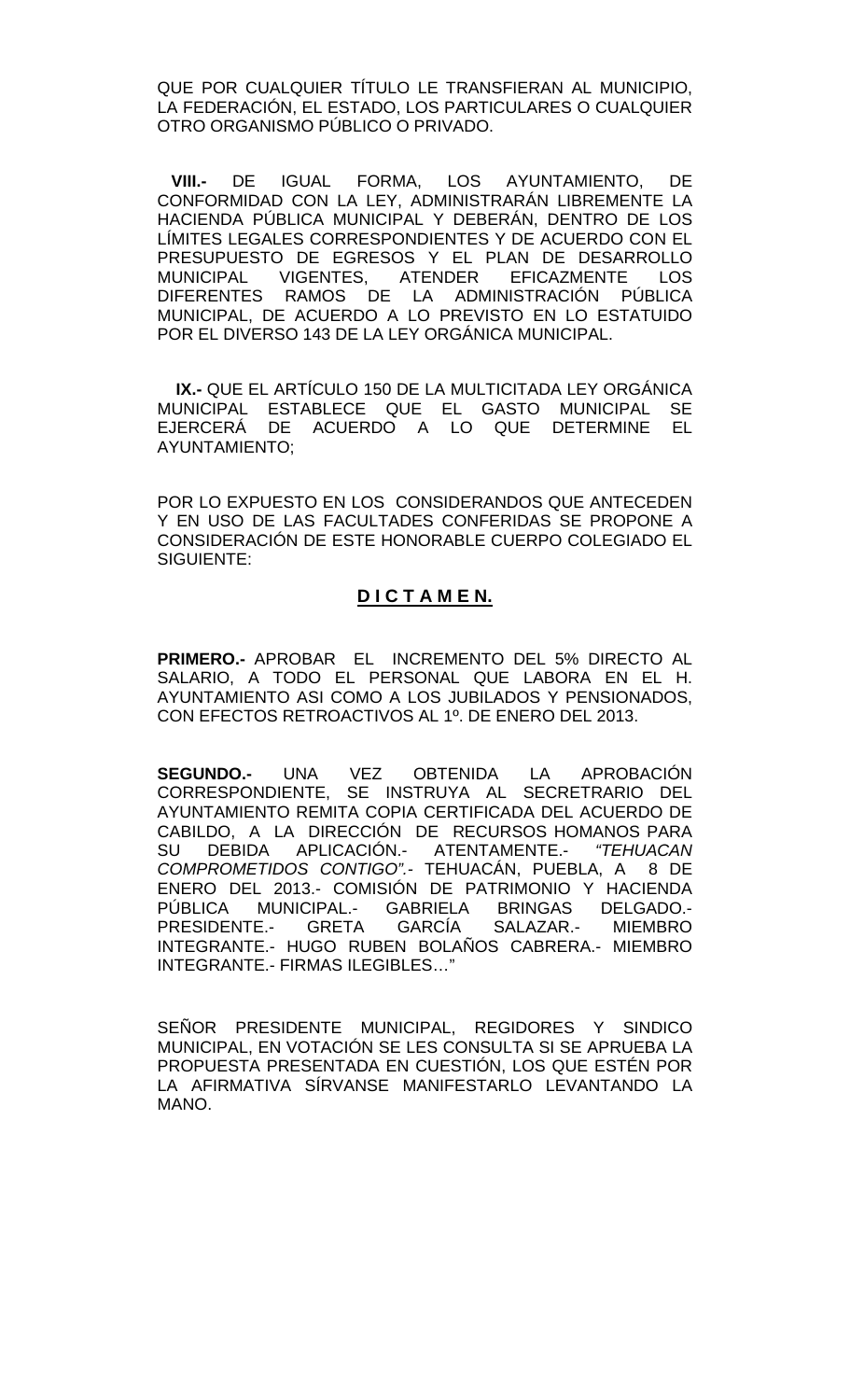QUE POR CUALQUIER TÍTULO LE TRANSFIERAN AL MUNICIPIO, LA FEDERACIÓN, EL ESTADO, LOS PARTICULARES O CUALQUIER OTRO ORGANISMO PÚBLICO O PRIVADO.

**VIII.-** DE IGUAL FORMA, LOS AYUNTAMIENTO, DE CONFORMIDAD CON LA LEY, ADMINISTRARÁN LIBREMENTE LA HACIENDA PÚBLICA MUNICIPAL Y DEBERÁN, DENTRO DE LOS LÍMITES LEGALES CORRESPONDIENTES Y DE ACUERDO CON EL PRESUPUESTO DE EGRESOS Y EL PLAN DE DESARROLLO MUNICIPAL VIGENTES, ATENDER EFICAZMENTE LOS DIFERENTES RAMOS DE LA ADMINISTRACIÓN PÚBLICA MUNICIPAL, DE ACUERDO A LO PREVISTO EN LO ESTATUIDO POR EL DIVERSO 143 DE LA LEY ORGÁNICA MUNICIPAL.

**IX.-** QUE EL ARTÍCULO 150 DE LA MULTICITADA LEY ORGÁNICA MUNICIPAL ESTABLECE QUE EL GASTO MUNICIPAL SE EJERCERÁ DE ACUERDO A LO QUE DETERMINE EL AYUNTAMIENTO;

POR LO EXPUESTO EN LOS CONSIDERANDOS QUE ANTECEDEN Y EN USO DE LAS FACULTADES CONFERIDAS SE PROPONE A CONSIDERACIÓN DE ESTE HONORABLE CUERPO COLEGIADO EL SIGUIENTE:

## **D I C T A M E N.**

**PRIMERO.-** APROBAR EL INCREMENTO DEL 5% DIRECTO AL SALARIO, A TODO EL PERSONAL QUE LABORA EN EL H. AYUNTAMIENTO ASI COMO A LOS JUBILADOS Y PENSIONADOS, CON EFECTOS RETROACTIVOS AL 1º. DE ENERO DEL 2013.

**SEGUNDO.-** UNA VEZ OBTENIDA LA APROBACIÓN CORRESPONDIENTE, SE INSTRUYA AL SECRETRARIO DEL AYUNTAMIENTO REMITA COPIA CERTIFICADA DEL ACUERDO DE CABILDO, A LA DIRECCIÓN DE RECURSOS HOMANOS PARA SU DEBIDA APLICACIÓN.- ATENTAMENTE.- *"TEHUACAN COMPROMETIDOS CONTIGO".*- TEHUACÁN, PUEBLA, A 8 DE ENERO DEL 2013.- COMISIÓN DE PATRIMONIO Y HACIENDA PÚBLICA MUNICIPAL.- GABRIELA BRINGAS DELGADO.- PRESIDENTE.- GRETA GARCÍA SALAZAR.- MIEMBRO INTEGRANTE.- HUGO RUBEN BOLAÑOS CABRERA.- MIEMBRO INTEGRANTE.- FIRMAS ILEGIBLES…"

SEÑOR PRESIDENTE MUNICIPAL, REGIDORES Y SINDICO MUNICIPAL, EN VOTACIÓN SE LES CONSULTA SI SE APRUEBA LA PROPUESTA PRESENTADA EN CUESTIÓN, LOS QUE ESTÉN POR LA AFIRMATIVA SÍRVANSE MANIFESTARLO LEVANTANDO LA MANO.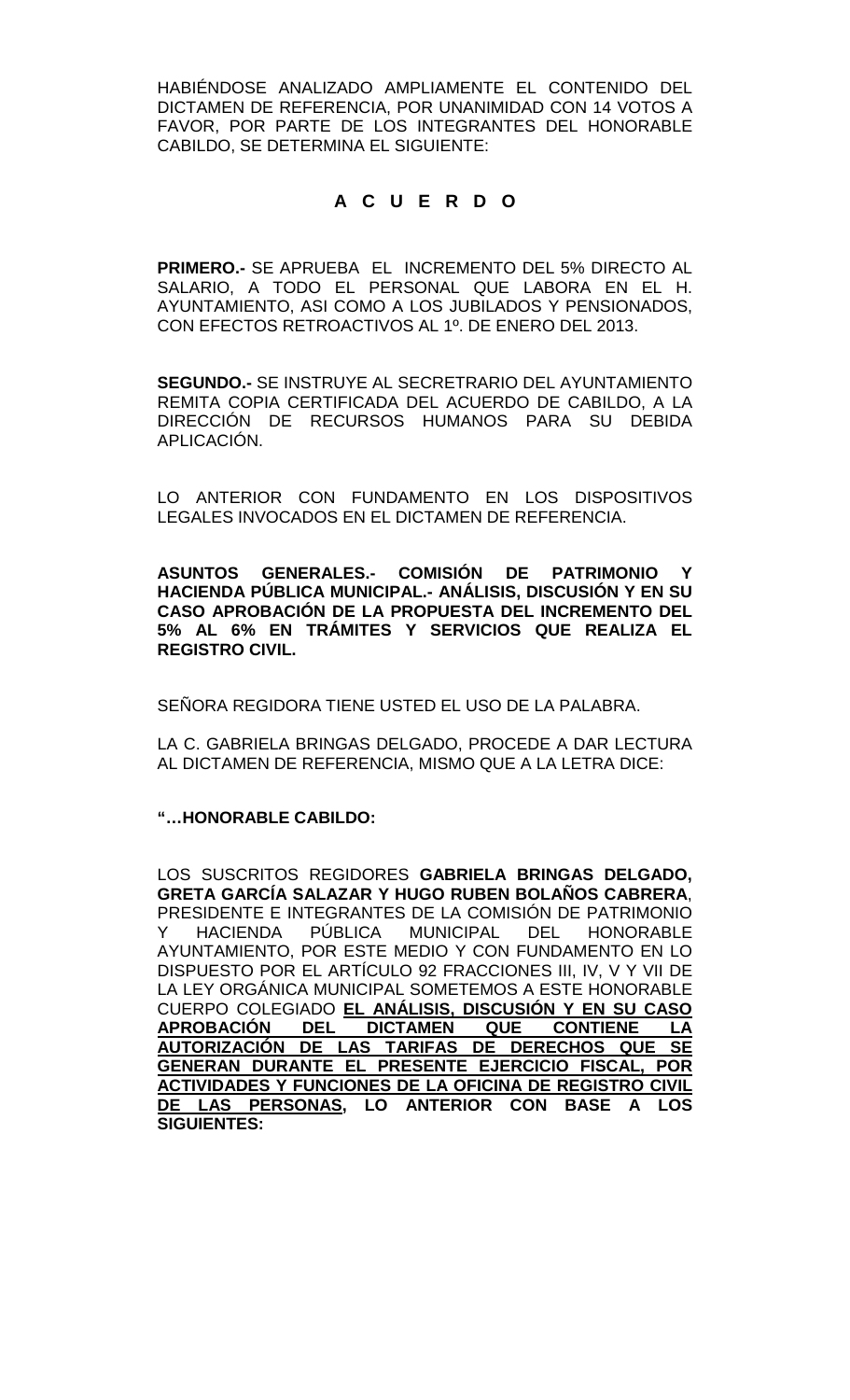HABIÉNDOSE ANALIZADO AMPLIAMENTE EL CONTENIDO DEL DICTAMEN DE REFERENCIA, POR UNANIMIDAD CON 14 VOTOS A FAVOR, POR PARTE DE LOS INTEGRANTES DEL HONORABLE CABILDO, SE DETERMINA EL SIGUIENTE:

## A C U E R D O

**PRIMERO.-** SE APRUEBA EL INCREMENTO DEL 5% DIRECTO AL SALARIO, A TODO EL PERSONAL QUE LABORA EN EL H. AYUNTAMIENTO, ASI COMO A LOS JUBILADOS Y PENSIONADOS, CON EFECTOS RETROACTIVOS AL 1º. DE ENERO DEL 2013.

**SEGUNDO.-** SE INSTRUYE AL SECRETRARIO DEL AYUNTAMIENTO REMITA COPIA CERTIFICADA DEL ACUERDO DE CABILDO, A LA DIRECCIÓN DE RECURSOS HUMANOS PARA SU DEBIDA APLICACIÓN.

LO ANTERIOR CON FUNDAMENTO EN LOS DISPOSITIVOS LEGALES INVOCADOS EN EL DICTAMEN DE REFERENCIA.

**ASUNTOS GENERALES.- COMISIÓN DE PATRIMONIO Y HACIENDA PÚBLICA MUNICIPAL.- ANÁLISIS, DISCUSIÓN Y EN SU CASO APROBACIÓN DE LA PROPUESTA DEL INCREMENTO DEL 5% AL 6% EN TRÁMITES Y SERVICIOS QUE REALIZA EL REGISTRO CIVIL.**

SEÑORA REGIDORA TIENE USTED EL USO DE LA PALABRA.

LA C. GABRIELA BRINGAS DELGADO, PROCEDE A DAR LECTURA AL DICTAMEN DE REFERENCIA, MISMO QUE A LA LETRA DICE:

**"…HONORABLE CABILDO:**

LOS SUSCRITOS REGIDORES **GABRIELA BRINGAS DELGADO, GRETA GARCÍA SALAZAR Y HUGO RUBEN BOLAÑOS CABRERA**, PRESIDENTE E INTEGRANTES DE LA COMISIÓN DE PATRIMONIO Y HACIENDA PÚBLICA MUNICIPAL DEL HONORABLE AYUNTAMIENTO, POR ESTE MEDIO Y CON FUNDAMENTO EN LO DISPUESTO POR EL ARTÍCULO 92 FRACCIONES III, IV, V Y VII DE LA LEY ORGÁNICA MUNICIPAL SOMETEMOS A ESTE HONORABLE CUERPO COLEGIADO **EL ANÁLISIS, DISCUSIÓN Y EN SU CASO APROBACIÓN DEL DICTAMEN QUE CONTIENE LA AUTORIZACIÓN DE LAS TARIFAS DE DERECHOS QUE SE GENERAN DURANTE EL PRESENTE EJERCICIO FISCAL, POR ACTIVIDADES Y FUNCIONES DE LA OFICINA DE REGISTRO CIVIL DE LAS PERSONAS, LO ANTERIOR CON BASE A LOS SIGUIENTES:**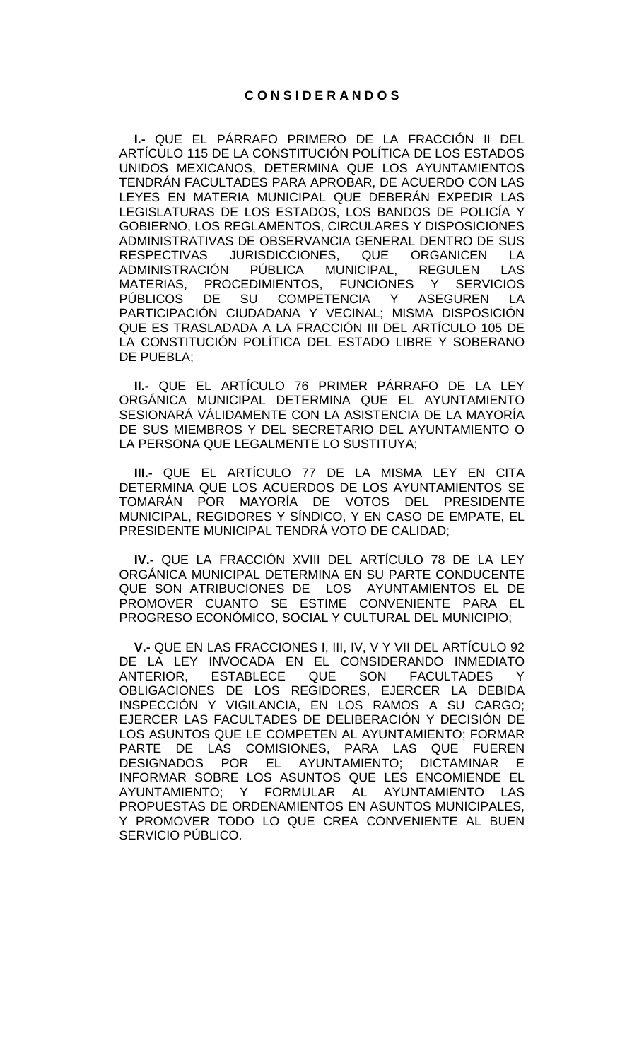# C O N S I D E R A N D O S

**I.-** QUE EL PÁRRAFO PRIMERO DE LA FRACCIÓN II DEL ARTÍCULO 115 DE LA CONSTITUCIÓN POLÍTICA DE LOS ESTADOS UNIDOS MEXICANOS, DETERMINA QUE LOS AYUNTAMIENTOS TENDRÁN FACULTADES PARA APROBAR, DE ACUERDO CON LAS LEYES EN MATERIA MUNICIPAL QUE DEBERÁN EXPEDIR LAS LEGISLATURAS DE LOS ESTADOS, LOS BANDOS DE POLICÍA Y GOBIERNO, LOS REGLAMENTOS, CIRCULARES Y DISPOSICIONES ADMINISTRATIVAS DE OBSERVANCIA GENERAL DENTRO DE SUS RESPECTIVAS JURISDICCIONES, QUE ORGANICEN LA ADMINISTRACIÓN PÚBLICA MUNICIPAL, REGULEN LAS MATERIAS, PROCEDIMIENTOS, FUNCIONES Y SERVICIOS PÚBLICOS DE SU COMPETENCIA Y ASEGUREN LA PARTICIPACIÓN CIUDADANA Y VECINAL; MISMA DISPOSICIÓN QUE ES TRASLADADA A LA FRACCIÓN III DEL ARTÍCULO 105 DE LA CONSTITUCIÓN POLÍTICA DEL ESTADO LIBRE Y SOBERANO DE PUEBLA;

**II.-** QUE EL ARTÍCULO 76 PRIMER PÁRRAFO DE LA LEY ORGÁNICA MUNICIPAL DETERMINA QUE EL AYUNTAMIENTO SESIONARÁ VÁLIDAMENTE CON LA ASISTENCIA DE LA MAYORÍA DE SUS MIEMBROS Y DEL SECRETARIO DEL AYUNTAMIENTO O LA PERSONA QUE LEGALMENTE LO SUSTITUYA;

**III.-** QUE EL ARTÍCULO 77 DE LA MISMA LEY EN CITA DETERMINA QUE LOS ACUERDOS DE LOS AYUNTAMIENTOS SE TOMARÁN POR MAYORÍA DE VOTOS DEL PRESIDENTE MUNICIPAL, REGIDORES Y SÍNDICO, Y EN CASO DE EMPATE, EL PRESIDENTE MUNICIPAL TENDRÁ VOTO DE CALIDAD;

**IV.-** QUE LA FRACCIÓN XVIII DEL ARTÍCULO 78 DE LA LEY ORGÁNICA MUNICIPAL DETERMINA EN SU PARTE CONDUCENTE QUE SON ATRIBUCIONES DE LOS AYUNTAMIENTOS EL DE PROMOVER CUANTO SE ESTIME CONVENIENTE PARA EL PROGRESO ECONÓMICO, SOCIAL Y CULTURAL DEL MUNICIPIO;

**V.-** QUE EN LAS FRACCIONES I, III, IV, V Y VII DEL ARTÍCULO 92 DE LA LEY INVOCADA EN EL CONSIDERANDO INMEDIATO ANTERIOR, ESTABLECE QUE SON FACULTADES Y OBLIGACIONES DE LOS REGIDORES, EJERCER LA DEBIDA INSPECCIÓN Y VIGILANCIA, EN LOS RAMOS A SU CARGO; EJERCER LAS FACULTADES DE DELIBERACIÓN Y DECISIÓN DE LOS ASUNTOS QUE LE COMPETEN AL AYUNTAMIENTO; FORMAR PARTE DE LAS COMISIONES, PARA LAS QUE FUEREN DESIGNADOS POR EL AYUNTAMIENTO; DICTAMINAR E INFORMAR SOBRE LOS ASUNTOS QUE LES ENCOMIENDE EL AYUNTAMIENTO; Y FORMULAR AL AYUNTAMIENTO LAS PROPUESTAS DE ORDENAMIENTOS EN ASUNTOS MUNICIPALES, Y PROMOVER TODO LO QUE CREA CONVENIENTE AL BUEN SERVICIO PÚBLICO.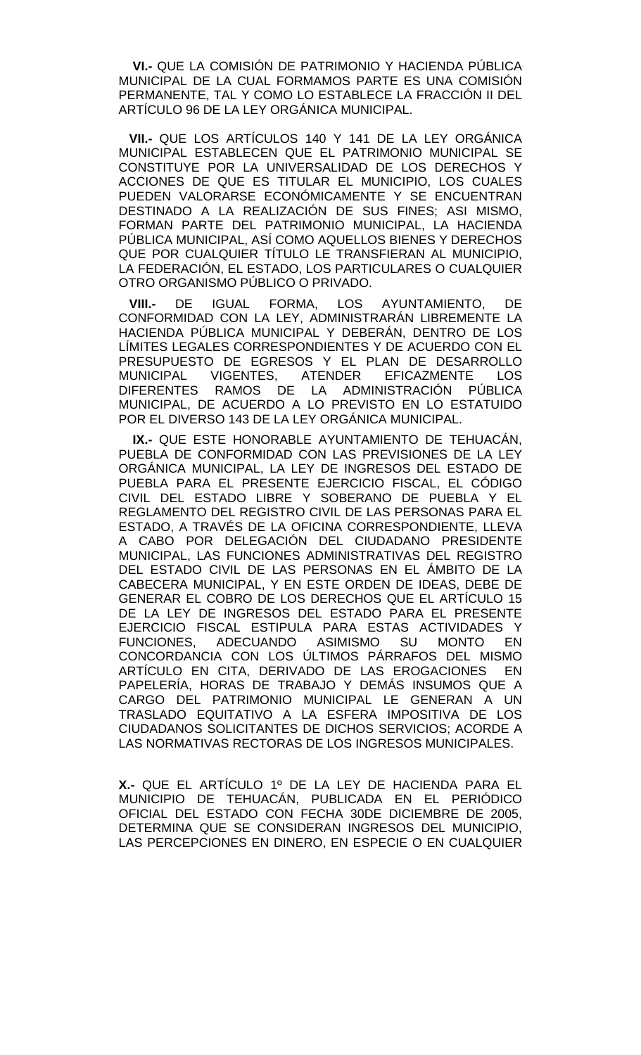**VI.-** QUE LA COMISIÓN DE PATRIMONIO Y HACIENDA PÚBLICA MUNICIPAL DE LA CUAL FORMAMOS PARTE ES UNA COMISIÓN PERMANENTE, TAL Y COMO LO ESTABLECE LA FRACCIÓN II DEL ARTÍCULO 96 DE LA LEY ORGÁNICA MUNICIPAL.

**VII.-** QUE LOS ARTÍCULOS 140 Y 141 DE LA LEY ORGÁNICA MUNICIPAL ESTABLECEN QUE EL PATRIMONIO MUNICIPAL SE CONSTITUYE POR LA UNIVERSALIDAD DE LOS DERECHOS Y ACCIONES DE QUE ES TITULAR EL MUNICIPIO, LOS CUALES PUEDEN VALORARSE ECONÓMICAMENTE Y SE ENCUENTRAN DESTINADO A LA REALIZACIÓN DE SUS FINES; ASI MISMO, FORMAN PARTE DEL PATRIMONIO MUNICIPAL, LA HACIENDA PÚBLICA MUNICIPAL, ASÍ COMO AQUELLOS BIENES Y DERECHOS QUE POR CUALQUIER TÍTULO LE TRANSFIERAN AL MUNICIPIO, LA FEDERACIÓN, EL ESTADO, LOS PARTICULARES O CUALQUIER OTRO ORGANISMO PÚBLICO O PRIVADO.

**VIII.-** DE IGUAL FORMA, LOS AYUNTAMIENTO, DE CONFORMIDAD CON LA LEY, ADMINISTRARÁN LIBREMENTE LA HACIENDA PÚBLICA MUNICIPAL Y DEBERÁN, DENTRO DE LOS LÍMITES LEGALES CORRESPONDIENTES Y DE ACUERDO CON EL PRESUPUESTO DE EGRESOS Y EL PLAN DE DESARROLLO MUNICIPAL VIGENTES, ATENDER EFICAZMENTE LOS DIFERENTES RAMOS DE LA ADMINISTRACIÓN PÚBLICA MUNICIPAL, DE ACUERDO A LO PREVISTO EN LO ESTATUIDO POR EL DIVERSO 143 DE LA LEY ORGÁNICA MUNICIPAL.

**IX.-** QUE ESTE HONORABLE AYUNTAMIENTO DE TEHUACÁN, PUEBLA DE CONFORMIDAD CON LAS PREVISIONES DE LA LEY ORGÁNICA MUNICIPAL, LA LEY DE INGRESOS DEL ESTADO DE PUEBLA PARA EL PRESENTE EJERCICIO FISCAL, EL CÓDIGO CIVIL DEL ESTADO LIBRE Y SOBERANO DE PUEBLA Y EL REGLAMENTO DEL REGISTRO CIVIL DE LAS PERSONAS PARA EL ESTADO, A TRAVÉS DE LA OFICINA CORRESPONDIENTE, LLEVA A CABO POR DELEGACIÓN DEL CIUDADANO PRESIDENTE MUNICIPAL, LAS FUNCIONES ADMINISTRATIVAS DEL REGISTRO DEL ESTADO CIVIL DE LAS PERSONAS EN EL ÁMBITO DE LA CABECERA MUNICIPAL, Y EN ESTE ORDEN DE IDEAS, DEBE DE GENERAR EL COBRO DE LOS DERECHOS QUE EL ARTÍCULO 15 DE LA LEY DE INGRESOS DEL ESTADO PARA EL PRESENTE EJERCICIO FISCAL ESTIPULA PARA ESTAS ACTIVIDADES Y FUNCIONES, ADECUANDO ASIMISMO SU MONTO EN CONCORDANCIA CON LOS ÚLTIMOS PÁRRAFOS DEL MISMO ARTÍCULO EN CITA, DERIVADO DE LAS EROGACIONES EN PAPELERÍA, HORAS DE TRABAJO Y DEMÁS INSUMOS QUE A CARGO DEL PATRIMONIO MUNICIPAL LE GENERAN A UN TRASLADO EQUITATIVO A LA ESFERA IMPOSITIVA DE LOS CIUDADANOS SOLICITANTES DE DICHOS SERVICIOS; ACORDE A LAS NORMATIVAS RECTORAS DE LOS INGRESOS MUNICIPALES.

**X.-** QUE EL ARTÍCULO 1º DE LA LEY DE HACIENDA PARA EL MUNICIPIO DE TEHUACÁN, PUBLICADA EN EL PERIÓDICO OFICIAL DEL ESTADO CON FECHA 30DE DICIEMBRE DE 2005, DETERMINA QUE SE CONSIDERAN INGRESOS DEL MUNICIPIO, LAS PERCEPCIONES EN DINERO, EN ESPECIE O EN CUALQUIER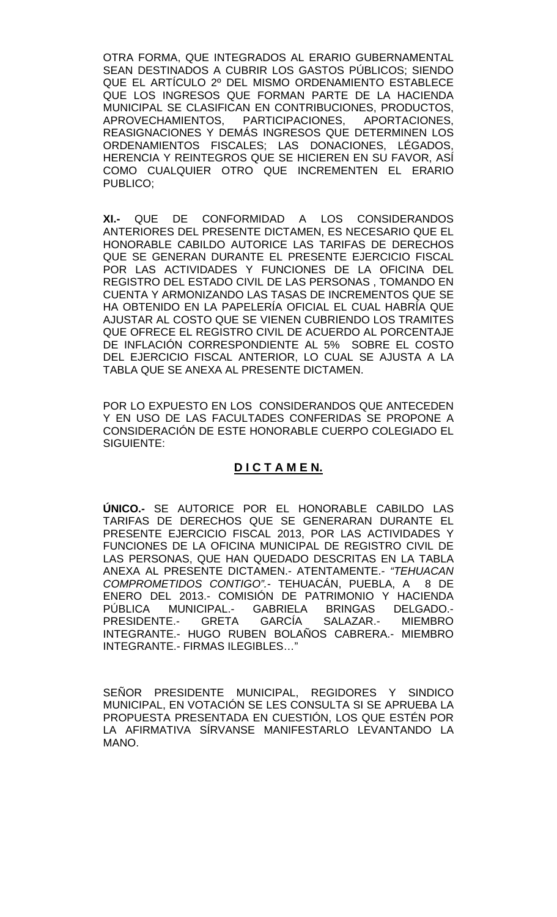OTRA FORMA, QUE INTEGRADOS AL ERARIO GUBERNAMENTAL SEAN DESTINADOS A CUBRIR LOS GASTOS PÚBLICOS; SIENDO QUE EL ARTÍCULO 2º DEL MISMO ORDENAMIENTO ESTABLECE QUE LOS INGRESOS QUE FORMAN PARTE DE LA HACIENDA MUNICIPAL SE CLASIFICAN EN CONTRIBUCIONES, PRODUCTOS, APROVECHAMIENTOS, PARTICIPACIONES, APORTACIONES, REASIGNACIONES Y DEMÁS INGRESOS QUE DETERMINEN LOS ORDENAMIENTOS FISCALES; LAS DONACIONES, LÉGADOS, HERENCIA Y REINTEGROS QUE SE HICIEREN EN SU FAVOR, ASÍ COMO CUALQUIER OTRO QUE INCREMENTEN EL ERARIO PUBLICO;

**XI.-** QUE DE CONFORMIDAD A LOS CONSIDERANDOS ANTERIORES DEL PRESENTE DICTAMEN, ES NECESARIO QUE EL HONORABLE CABILDO AUTORICE LAS TARIFAS DE DERECHOS QUE SE GENERAN DURANTE EL PRESENTE EJERCICIO FISCAL POR LAS ACTIVIDADES Y FUNCIONES DE LA OFICINA DEL REGISTRO DEL ESTADO CIVIL DE LAS PERSONAS , TOMANDO EN CUENTA Y ARMONIZANDO LAS TASAS DE INCREMENTOS QUE SE HA OBTENIDO EN LA PAPELERÍA OFICIAL EL CUAL HABRÍA QUE AJUSTAR AL COSTO QUE SE VIENEN CUBRIENDO LOS TRAMITES QUE OFRECE EL REGISTRO CIVIL DE ACUERDO AL PORCENTAJE DE INFLACIÓN CORRESPONDIENTE AL 5% SOBRE EL COSTO DEL EJERCICIO FISCAL ANTERIOR, LO CUAL SE AJUSTA A LA TABLA QUE SE ANEXA AL PRESENTE DICTAMEN.

POR LO EXPUESTO EN LOS CONSIDERANDOS QUE ANTECEDEN Y EN USO DE LAS FACULTADES CONFERIDAS SE PROPONE A CONSIDERACIÓN DE ESTE HONORABLE CUERPO COLEGIADO EL SIGUIENTE:

## D I C T A M E N.

**ÚNICO.-** SE AUTORICE POR EL HONORABLE CABILDO LAS TARIFAS DE DERECHOS QUE SE GENERARAN DURANTE EL PRESENTE EJERCICIO FISCAL 2013, POR LAS ACTIVIDADES Y FUNCIONES DE LA OFICINA MUNICIPAL DE REGISTRO CIVIL DE LAS PERSONAS, QUE HAN QUEDADO DESCRITAS EN LA TABLA ANEXA AL PRESENTE DICTAMEN.- ATENTAMENTE.- *"TEHUACAN COMPROMETIDOS CONTIGO".-* TEHUACÁN, PUEBLA, A 8 DE ENERO DEL 2013.- COMISIÓN DE PATRIMONIO Y HACIENDA PÚBLICA MUNICIPAL.- GABRIELA BRINGAS DELGADO.- PRESIDENTE.- GRETA GARCÍA SALAZAR.- MIEMBRO INTEGRANTE.- HUGO RUBEN BOLAÑOS CABRERA.- MIEMBRO INTEGRANTE.- FIRMAS ILEGIBLES…"

SEÑOR PRESIDENTE MUNICIPAL, REGIDORES Y SINDICO MUNICIPAL, EN VOTACIÓN SE LES CONSULTA SI SE APRUEBA LA PROPUESTA PRESENTADA EN CUESTIÓN, LOS QUE ESTÉN POR LA AFIRMATIVA SÍRVANSE MANIFESTARLO LEVANTANDO LA MANO.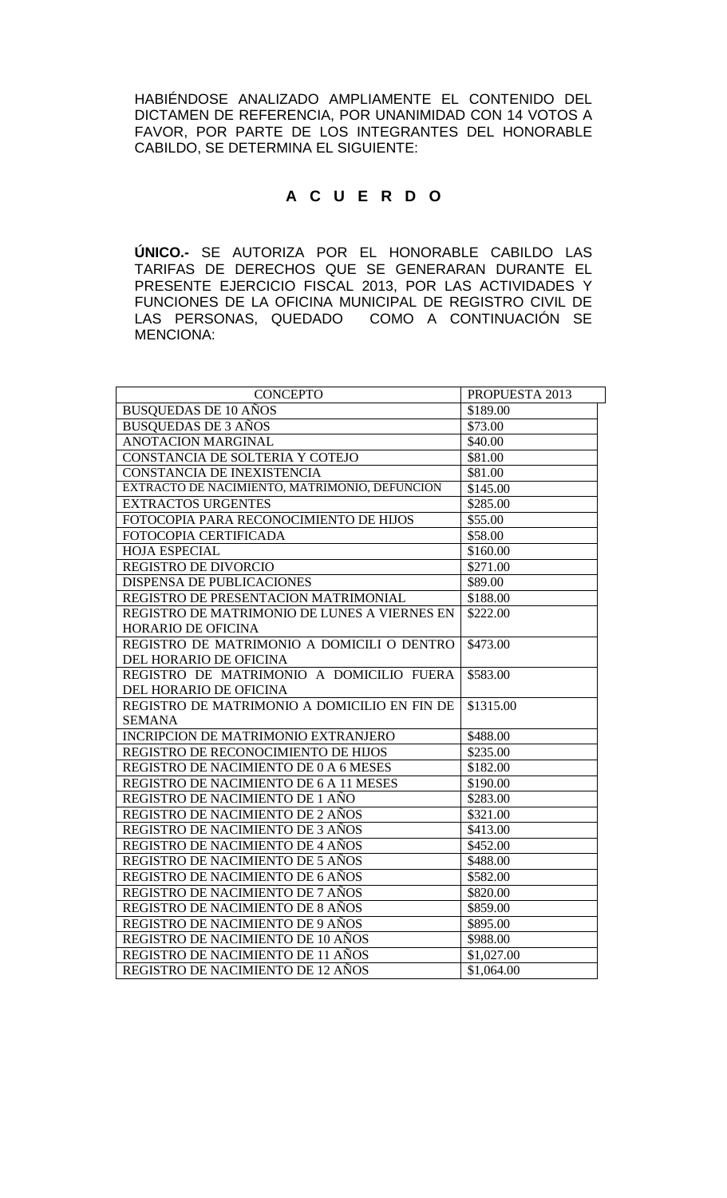HABIÉNDOSE ANALIZADO AMPLIAMENTE EL CONTENIDO DEL DICTAMEN DE REFERENCIA, POR UNANIMIDAD CON 14 VOTOS A FAVOR, POR PARTE DE LOS INTEGRANTES DEL HONORABLE CABILDO, SE DETERMINA EL SIGUIENTE:

## A C U E R D O

**ÚNICO.-** SE AUTORIZA POR EL HONORABLE CABILDO LAS TARIFAS DE DERECHOS QUE SE GENERARAN DURANTE EL PRESENTE EJERCICIO FISCAL 2013, POR LAS ACTIVIDADES Y FUNCIONES DE LA OFICINA MUNICIPAL DE REGISTRO CIVIL DE LAS PERSONAS, QUEDADO COMO A CONTINUACIÓN SE MENCIONA:

| CONCEPTO | PROPUESTA 2013 |
|---|---|
| BUSQUEDAS DE 10 AÑOS | $189.00 |
| BUSQUEDAS DE 3 AÑOS | $73.00 |
| ANOTACION MARGINAL | $40.00 |
| CONSTANCIA DE SOLTERIA Y COTEJO | $81.00 |
| CONSTANCIA DE INEXISTENCIA | $81.00 |
| EXTRACTO DE NACIMIENTO, MATRIMONIO, DEFUNCION | $145.00 |
| EXTRACTOS URGENTES | $285.00 |
| FOTOCOPIA PARA RECONOCIMIENTO DE HIJOS | $55.00 |
| FOTOCOPIA CERTIFICADA | $58.00 |
| HOJA ESPECIAL | $160.00 |
| REGISTRO DE DIVORCIO | $271.00 |
| DISPENSA DE PUBLICACIONES | $89.00 |
| REGISTRO DE PRESENTACION MATRIMONIAL | $188.00 |
| REGISTRO DE MATRIMONIO DE LUNES A VIERNES EN HORARIO DE OFICINA | $222.00 |
| REGISTRO DE MATRIMONIO A DOMICILI O DENTRO DEL HORARIO DE OFICINA | $473.00 |
| REGISTRO DE MATRIMONIO A DOMICILIO FUERA DEL HORARIO DE OFICINA | $583.00 |
| REGISTRO DE MATRIMONIO A DOMICILIO EN FIN DE SEMANA | $1315.00 |
| INCRIPCION DE MATRIMONIO EXTRANJERO | $488.00 |
| REGISTRO DE RECONOCIMIENTO DE HIJOS | $235.00 |
| REGISTRO DE NACIMIENTO DE 0 A 6 MESES | $182.00 |
| REGISTRO DE NACIMIENTO DE 6 A 11 MESES | $190.00 |
| REGISTRO DE NACIMIENTO DE 1 AÑO | $283.00 |
| REGISTRO DE NACIMIENTO DE 2 AÑOS | $321.00 |
| REGISTRO DE NACIMIENTO DE 3 AÑOS | $413.00 |
| REGISTRO DE NACIMIENTO DE 4 AÑOS | $452.00 |
| REGISTRO DE NACIMIENTO DE 5 AÑOS | $488.00 |
| REGISTRO DE NACIMIENTO DE 6 AÑOS | $582.00 |
| REGISTRO DE NACIMIENTO DE 7 AÑOS | $820.00 |
| REGISTRO DE NACIMIENTO DE 8 AÑOS | $859.00 |
| REGISTRO DE NACIMIENTO DE 9 AÑOS | $895.00 |
| REGISTRO DE NACIMIENTO DE 10 AÑOS | $988.00 |
| REGISTRO DE NACIMIENTO DE 11 AÑOS | $1,027.00 |
| REGISTRO DE NACIMIENTO DE 12 AÑOS | $1,064.00 |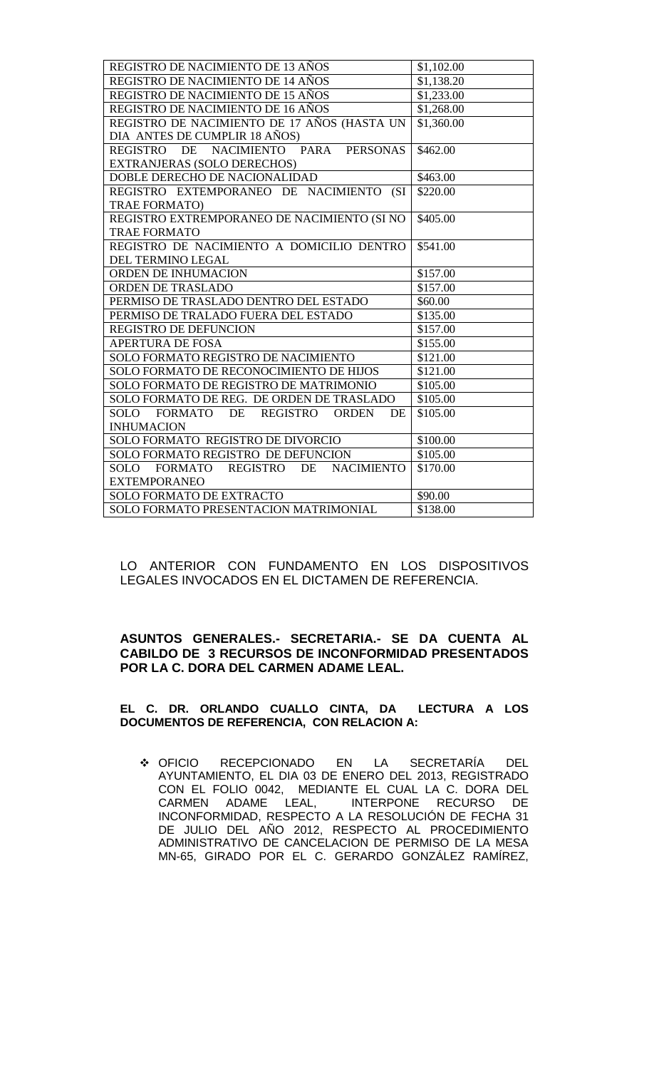| | |
|---|---|
| REGISTRO DE NACIMIENTO DE 13 AÑOS | $1,102.00 |
| REGISTRO DE NACIMIENTO DE 14 AÑOS | $1,138.20 |
| REGISTRO DE NACIMIENTO DE 15 AÑOS | $1,233.00 |
| REGISTRO DE NACIMIENTO DE 16 AÑOS | $1,268.00 |
| REGISTRO DE NACIMIENTO DE 17 AÑOS (HASTA UN DIA ANTES DE CUMPLIR 18 AÑOS) | $1,360.00 |
| REGISTRO DE NACIMIENTO PARA PERSONAS EXTRANJERAS (SOLO DERECHOS) | $462.00 |
| DOBLE DERECHO DE NACIONALIDAD | $463.00 |
| REGISTRO EXTEMPORANEO DE NACIMIENTO (SI TRAE FORMATO) | $220.00 |
| REGISTRO EXTREMPORANEO DE NACIMIENTO (SI NO TRAE FORMATO | $405.00 |
| REGISTRO DE NACIMIENTO A DOMICILIO DENTRO DEL TERMINO LEGAL | $541.00 |
| ORDEN DE INHUMACION | $157.00 |
| ORDEN DE TRASLADO | $157.00 |
| PERMISO DE TRASLADO DENTRO DEL ESTADO | $60.00 |
| PERMISO DE TRALADO FUERA DEL ESTADO | $135.00 |
| REGISTRO DE DEFUNCION | $157.00 |
| APERTURA DE FOSA | $155.00 |
| SOLO FORMATO REGISTRO DE NACIMIENTO | $121.00 |
| SOLO FORMATO DE RECONOCIMIENTO DE HIJOS | $121.00 |
| SOLO FORMATO DE REGISTRO DE MATRIMONIO | $105.00 |
| SOLO FORMATO DE REG. DE ORDEN DE TRASLADO | $105.00 |
| SOLO FORMATO DE REGISTRO ORDEN DE INHUMACION | $105.00 |
| SOLO FORMATO REGISTRO DE DIVORCIO | $100.00 |
| SOLO FORMATO REGISTRO DE DEFUNCION | $105.00 |
| SOLO FORMATO REGISTRO DE NACIMIENTO EXTEMPORANEO | $170.00 |
| SOLO FORMATO DE EXTRACTO | $90.00 |
| SOLO FORMATO PRESENTACION MATRIMONIAL | $138.00 |

LO ANTERIOR CON FUNDAMENTO EN LOS DISPOSITIVOS LEGALES INVOCADOS EN EL DICTAMEN DE REFERENCIA.

**ASUNTOS GENERALES.- SECRETARIA.- SE DA CUENTA AL CABILDO DE 3 RECURSOS DE INCONFORMIDAD PRESENTADOS POR LA C. DORA DEL CARMEN ADAME LEAL.**

**EL C. DR. ORLANDO CUALLO CINTA, DA LECTURA A LOS DOCUMENTOS DE REFERENCIA, CON RELACION A:**

- OFICIO RECEPCIONADO EN LA SECRETARÍA DEL AYUNTAMIENTO, EL DIA 03 DE ENERO DEL 2013, REGISTRADO CON EL FOLIO 0042, MEDIANTE EL CUAL LA C. DORA DEL CARMEN ADAME LEAL, INTERPONE RECURSO DE INCONFORMIDAD, RESPECTO A LA RESOLUCIÓN DE FECHA 31 DE JULIO DEL AÑO 2012, RESPECTO AL PROCEDIMIENTO ADMINISTRATIVO DE CANCELACION DE PERMISO DE LA MESA MN-65, GIRADO POR EL C. GERARDO GONZÁLEZ RAMÍREZ,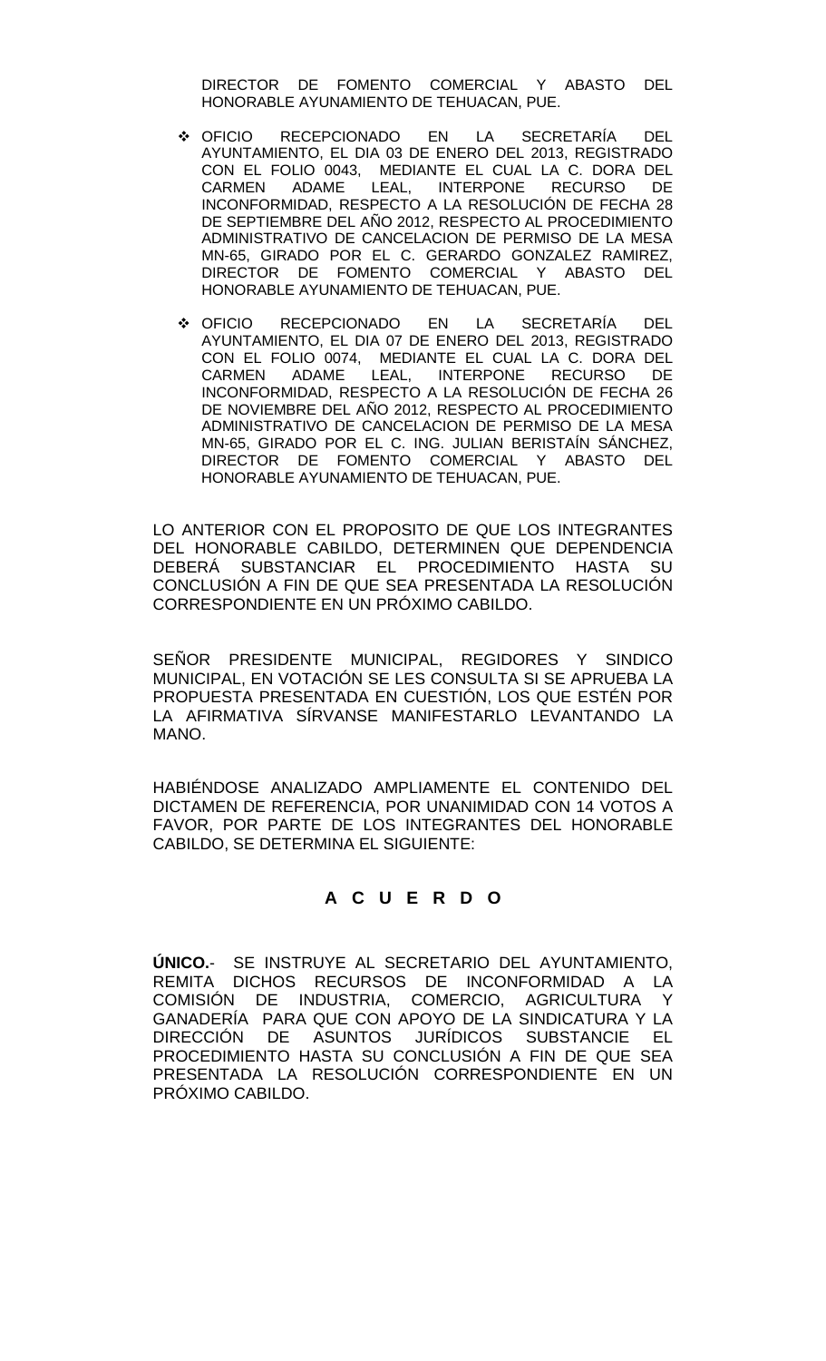DIRECTOR DE FOMENTO COMERCIAL Y ABASTO DEL HONORABLE AYUNAMIENTO DE TEHUACAN, PUE.

- OFICIO RECEPCIONADO EN LA SECRETARÍA DEL AYUNTAMIENTO, EL DIA 03 DE ENERO DEL 2013, REGISTRADO CON EL FOLIO 0043, MEDIANTE EL CUAL LA C. DORA DEL CARMEN ADAME LEAL, INTERPONE RECURSO DE INCONFORMIDAD, RESPECTO A LA RESOLUCIÓN DE FECHA 28 DE SEPTIEMBRE DEL AÑO 2012, RESPECTO AL PROCEDIMIENTO ADMINISTRATIVO DE CANCELACION DE PERMISO DE LA MESA MN-65, GIRADO POR EL C. GERARDO GONZALEZ RAMIREZ, DIRECTOR DE FOMENTO COMERCIAL Y ABASTO DEL HONORABLE AYUNAMIENTO DE TEHUACAN, PUE.

- OFICIO RECEPCIONADO EN LA SECRETARÍA DEL AYUNTAMIENTO, EL DIA 07 DE ENERO DEL 2013, REGISTRADO CON EL FOLIO 0074, MEDIANTE EL CUAL LA C. DORA DEL CARMEN ADAME LEAL, INTERPONE RECURSO DE INCONFORMIDAD, RESPECTO A LA RESOLUCIÓN DE FECHA 26 DE NOVIEMBRE DEL AÑO 2012, RESPECTO AL PROCEDIMIENTO ADMINISTRATIVO DE CANCELACION DE PERMISO DE LA MESA MN-65, GIRADO POR EL C. ING. JULIAN BERISTAÍN SÁNCHEZ, DIRECTOR DE FOMENTO COMERCIAL Y ABASTO DEL HONORABLE AYUNAMIENTO DE TEHUACAN, PUE.

LO ANTERIOR CON EL PROPOSITO DE QUE LOS INTEGRANTES DEL HONORABLE CABILDO, DETERMINEN QUE DEPENDENCIA DEBERÁ SUBSTANCIAR EL PROCEDIMIENTO HASTA SU CONCLUSIÓN A FIN DE QUE SEA PRESENTADA LA RESOLUCIÓN CORRESPONDIENTE EN UN PRÓXIMO CABILDO.

SEÑOR PRESIDENTE MUNICIPAL, REGIDORES Y SINDICO MUNICIPAL, EN VOTACIÓN SE LES CONSULTA SI SE APRUEBA LA PROPUESTA PRESENTADA EN CUESTIÓN, LOS QUE ESTÉN POR LA AFIRMATIVA SÍRVANSE MANIFESTARLO LEVANTANDO LA MANO.

HABIÉNDOSE ANALIZADO AMPLIAMENTE EL CONTENIDO DEL DICTAMEN DE REFERENCIA, POR UNANIMIDAD CON 14 VOTOS A FAVOR, POR PARTE DE LOS INTEGRANTES DEL HONORABLE CABILDO, SE DETERMINA EL SIGUIENTE:

**A C U E R D O**

**ÚNICO.**- SE INSTRUYE AL SECRETARIO DEL AYUNTAMIENTO, REMITA DICHOS RECURSOS DE INCONFORMIDAD A LA COMISIÓN DE INDUSTRIA, COMERCIO, AGRICULTURA Y GANADERÍA PARA QUE CON APOYO DE LA SINDICATURA Y LA DIRECCIÓN DE ASUNTOS JURÍDICOS SUBSTANCIE EL PROCEDIMIENTO HASTA SU CONCLUSIÓN A FIN DE QUE SEA PRESENTADA LA RESOLUCIÓN CORRESPONDIENTE EN UN PRÓXIMO CABILDO.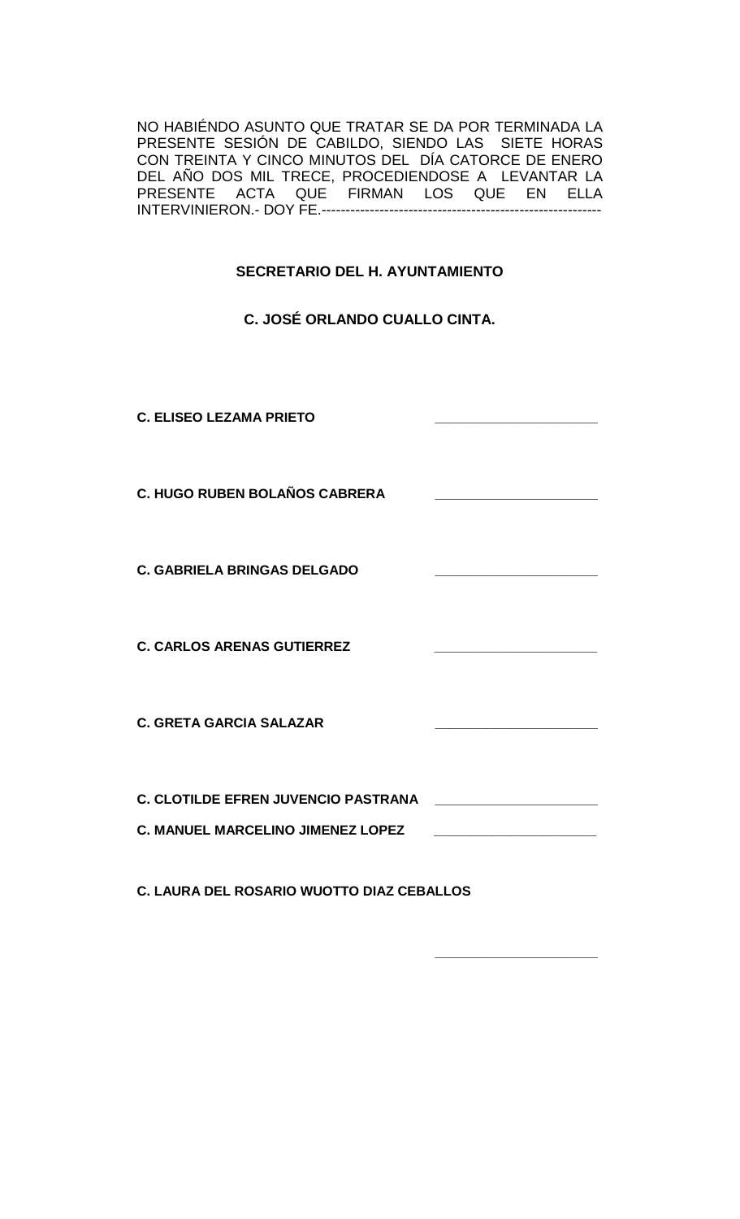NO HABIÉNDO ASUNTO QUE TRATAR SE DA POR TERMINADA LA PRESENTE SESIÓN DE CABILDO, SIENDO LAS SIETE HORAS CON TREINTA Y CINCO MINUTOS DEL DÍA CATORCE DE ENERO DEL AÑO DOS MIL TRECE, PROCEDIENDOSE A LEVANTAR LA PRESENTE ACTA QUE FIRMAN LOS QUE EN ELLA INTERVINIERON.- DOY FE.----------------------------------------------------------

**SECRETARIO DEL H. AYUNTAMIENTO**

**C. JOSÉ ORLANDO CUALLO CINTA.**

**C. ELISEO LEZAMA PRIETO** _____________________

**C. HUGO RUBEN BOLAÑOS CABRERA** _____________________

**C. GABRIELA BRINGAS DELGADO** _____________________

**C. CARLOS ARENAS GUTIERREZ** _____________________

**C. GRETA GARCIA SALAZAR** _____________________

**C. CLOTILDE EFREN JUVENCIO PASTRANA** _____________________

**C. MANUEL MARCELINO JIMENEZ LOPEZ** _____________________

**C. LAURA DEL ROSARIO WUOTTO DIAZ CEBALLOS**

_____________________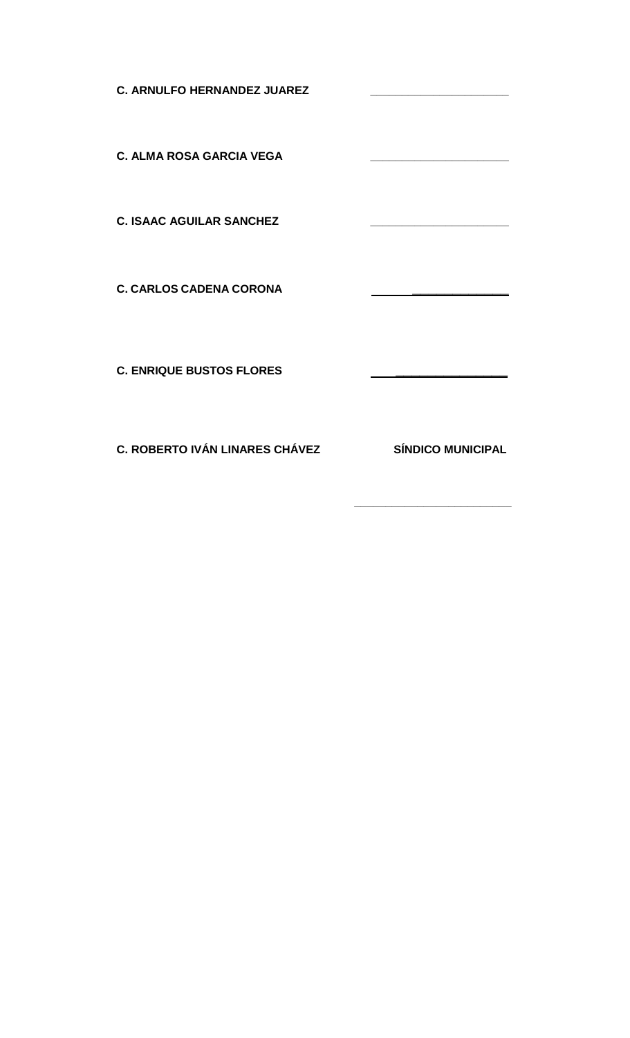**C. ARNULFO HERNANDEZ JUAREZ** ______________________

**C. ALMA ROSA GARCIA VEGA** ______________________

**C. ISAAC AGUILAR SANCHEZ** ______________________

**C. CARLOS CADENA CORONA** ______________________

**C. ENRIQUE BUSTOS FLORES** ______________________

**C. ROBERTO IVÁN LINARES CHÁVEZ** **SÍNDICO MUNICIPAL**

______________________